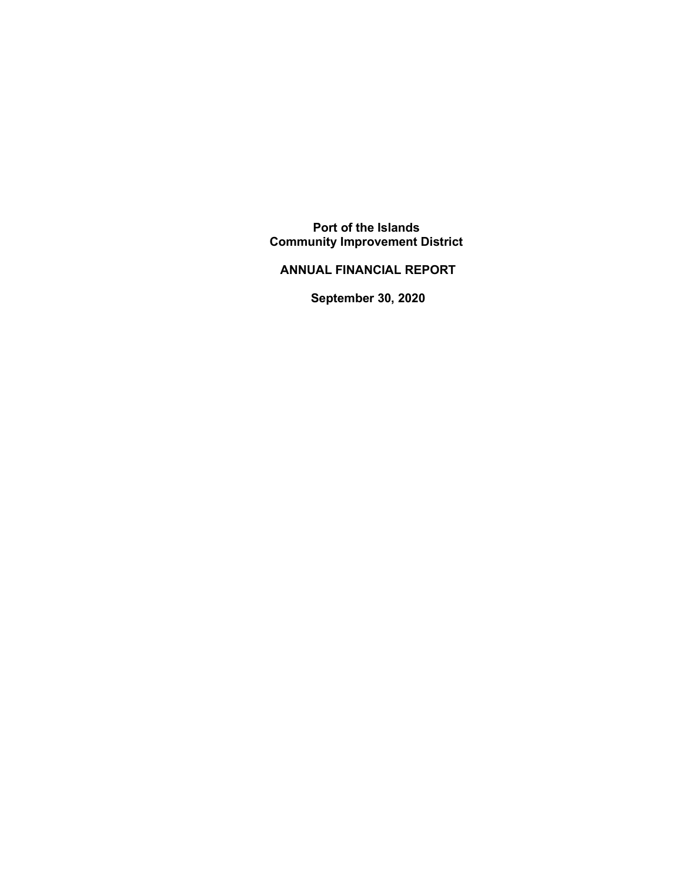# Port of the Islands Community Improvement District

## ANNUAL FINANCIAL REPORT

## September 30, 2020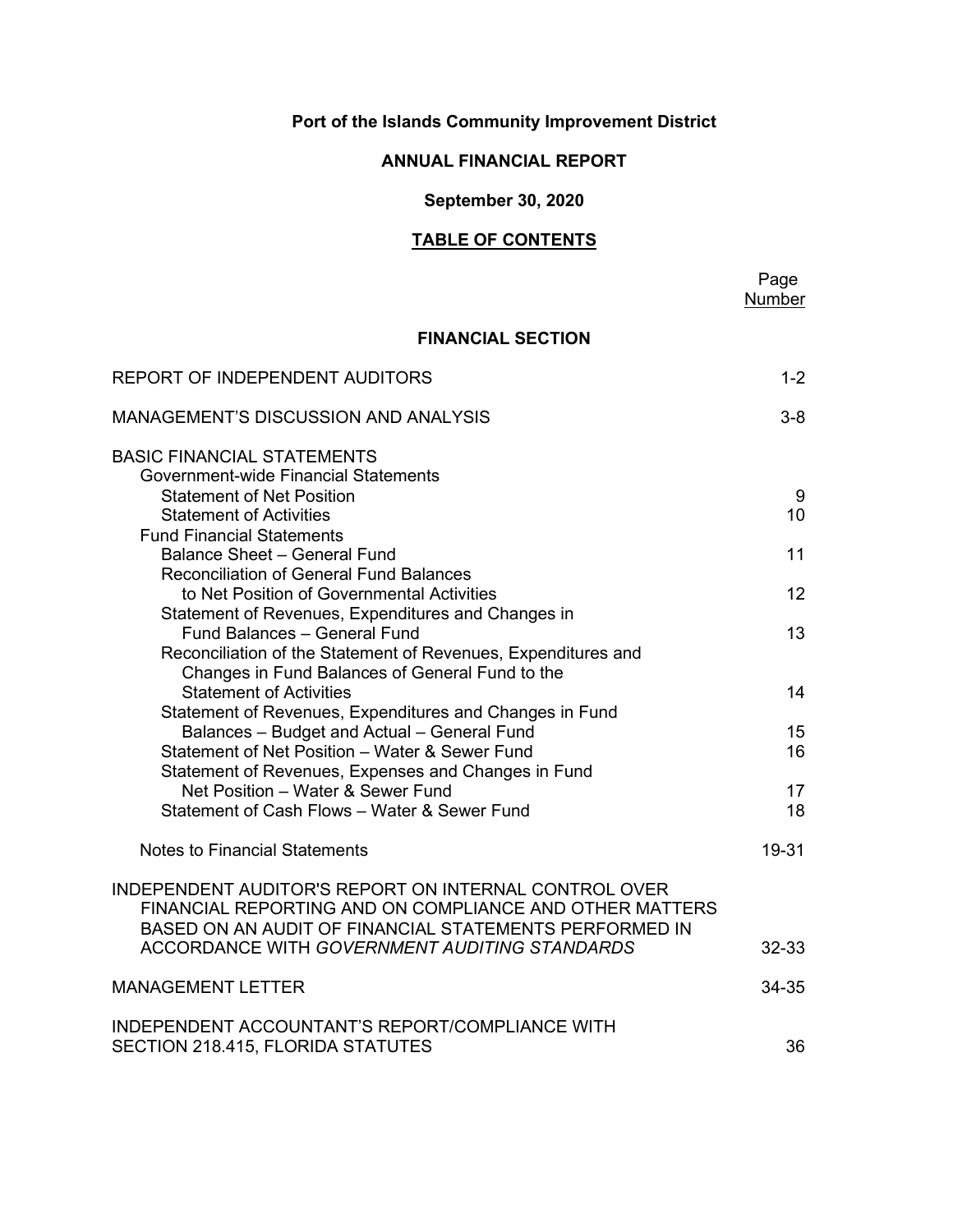**Port of the Islands Community Improvement District**

**ANNUAL FINANCIAL REPORT**

**September 30, 2020**

**TABLE OF CONTENTS**

| | Page Number |
|---|---|
| **FINANCIAL SECTION** | |
| REPORT OF INDEPENDENT AUDITORS | 1-2 |
| MANAGEMENT'S DISCUSSION AND ANALYSIS | 3-8 |
| BASIC FINANCIAL STATEMENTS | |
| Government-wide Financial Statements | |
| Statement of Net Position | 9 |
| Statement of Activities | 10 |
| Fund Financial Statements | |
| Balance Sheet – General Fund | 11 |
| Reconciliation of General Fund Balances to Net Position of Governmental Activities | 12 |
| Statement of Revenues, Expenditures and Changes in Fund Balances – General Fund | 13 |
| Reconciliation of the Statement of Revenues, Expenditures and Changes in Fund Balances of General Fund to the Statement of Activities | 14 |
| Statement of Revenues, Expenditures and Changes in Fund Balances – Budget and Actual – General Fund | 15 |
| Statement of Net Position – Water & Sewer Fund | 16 |
| Statement of Revenues, Expenses and Changes in Fund Net Position – Water & Sewer Fund | 17 |
| Statement of Cash Flows – Water & Sewer Fund | 18 |
| Notes to Financial Statements | 19-31 |
| INDEPENDENT AUDITOR'S REPORT ON INTERNAL CONTROL OVER FINANCIAL REPORTING AND ON COMPLIANCE AND OTHER MATTERS BASED ON AN AUDIT OF FINANCIAL STATEMENTS PERFORMED IN ACCORDANCE WITH *GOVERNMENT AUDITING STANDARDS* | 32-33 |
| MANAGEMENT LETTER | 34-35 |
| INDEPENDENT ACCOUNTANT'S REPORT/COMPLIANCE WITH SECTION 218.415, FLORIDA STATUTES | 36 |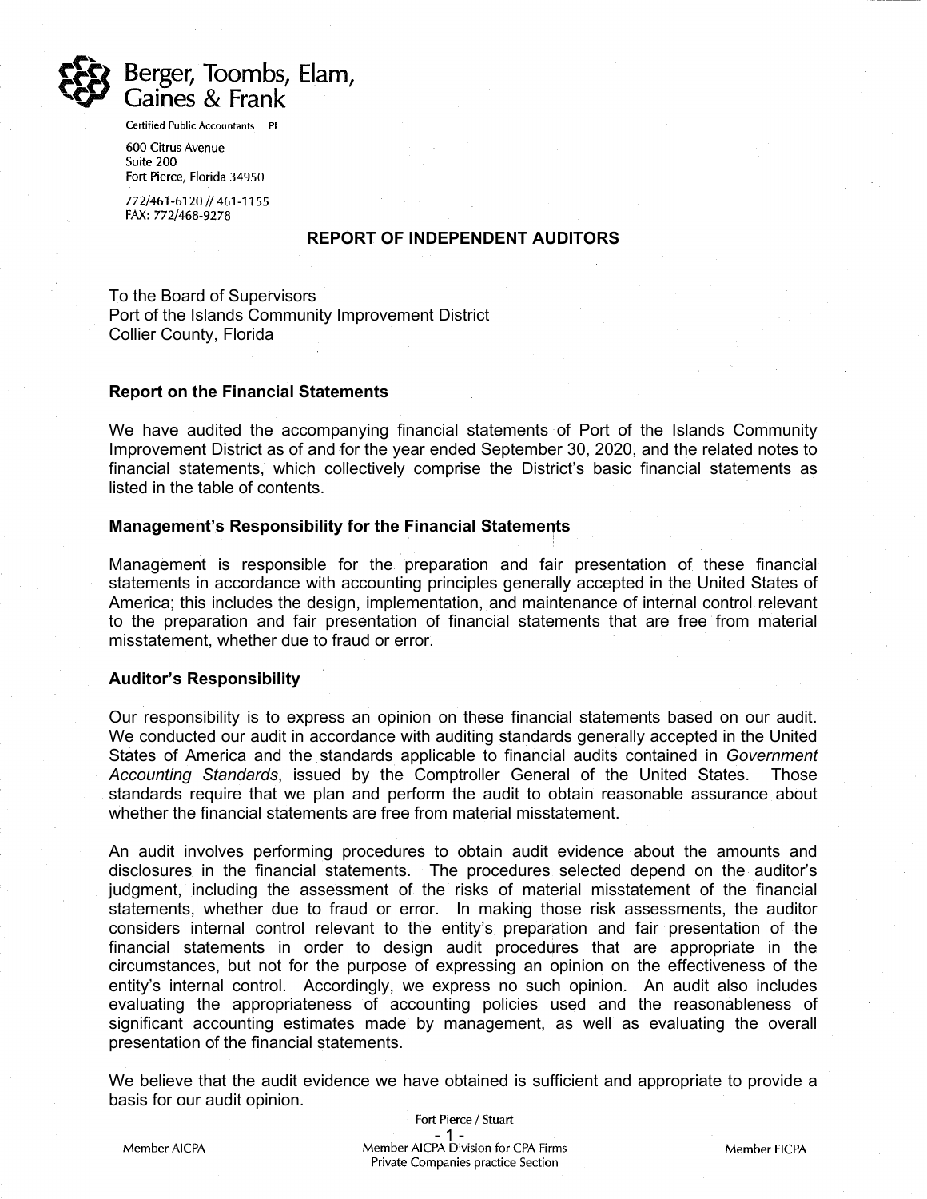Berger, Toombs, Elam, Gaines & Frank

Certified Public Accountants PL

600 Citrus Avenue
Suite 200
Fort Pierce, Florida 34950

772/461-6120 // 461-1155
FAX: 772/468-9278

## REPORT OF INDEPENDENT AUDITORS

To the Board of Supervisors
Port of the Islands Community Improvement District
Collier County, Florida

### Report on the Financial Statements

We have audited the accompanying financial statements of Port of the Islands Community Improvement District as of and for the year ended September 30, 2020, and the related notes to financial statements, which collectively comprise the District's basic financial statements as listed in the table of contents.

### Management's Responsibility for the Financial Statements

Management is responsible for the preparation and fair presentation of these financial statements in accordance with accounting principles generally accepted in the United States of America; this includes the design, implementation, and maintenance of internal control relevant to the preparation and fair presentation of financial statements that are free from material misstatement, whether due to fraud or error.

### Auditor's Responsibility

Our responsibility is to express an opinion on these financial statements based on our audit. We conducted our audit in accordance with auditing standards generally accepted in the United States of America and the standards applicable to financial audits contained in *Government Accounting Standards*, issued by the Comptroller General of the United States. Those standards require that we plan and perform the audit to obtain reasonable assurance about whether the financial statements are free from material misstatement.

An audit involves performing procedures to obtain audit evidence about the amounts and disclosures in the financial statements. The procedures selected depend on the auditor's judgment, including the assessment of the risks of material misstatement of the financial statements, whether due to fraud or error. In making those risk assessments, the auditor considers internal control relevant to the entity's preparation and fair presentation of the financial statements in order to design audit procedures that are appropriate in the circumstances, but not for the purpose of expressing an opinion on the effectiveness of the entity's internal control. Accordingly, we express no such opinion. An audit also includes evaluating the appropriateness of accounting policies used and the reasonableness of significant accounting estimates made by management, as well as evaluating the overall presentation of the financial statements.

We believe that the audit evidence we have obtained is sufficient and appropriate to provide a basis for our audit opinion.

Fort Pierce / Stuart

Member AICPA | Member AICPA Division for CPA Firms Private Companies practice Section | Member FICPA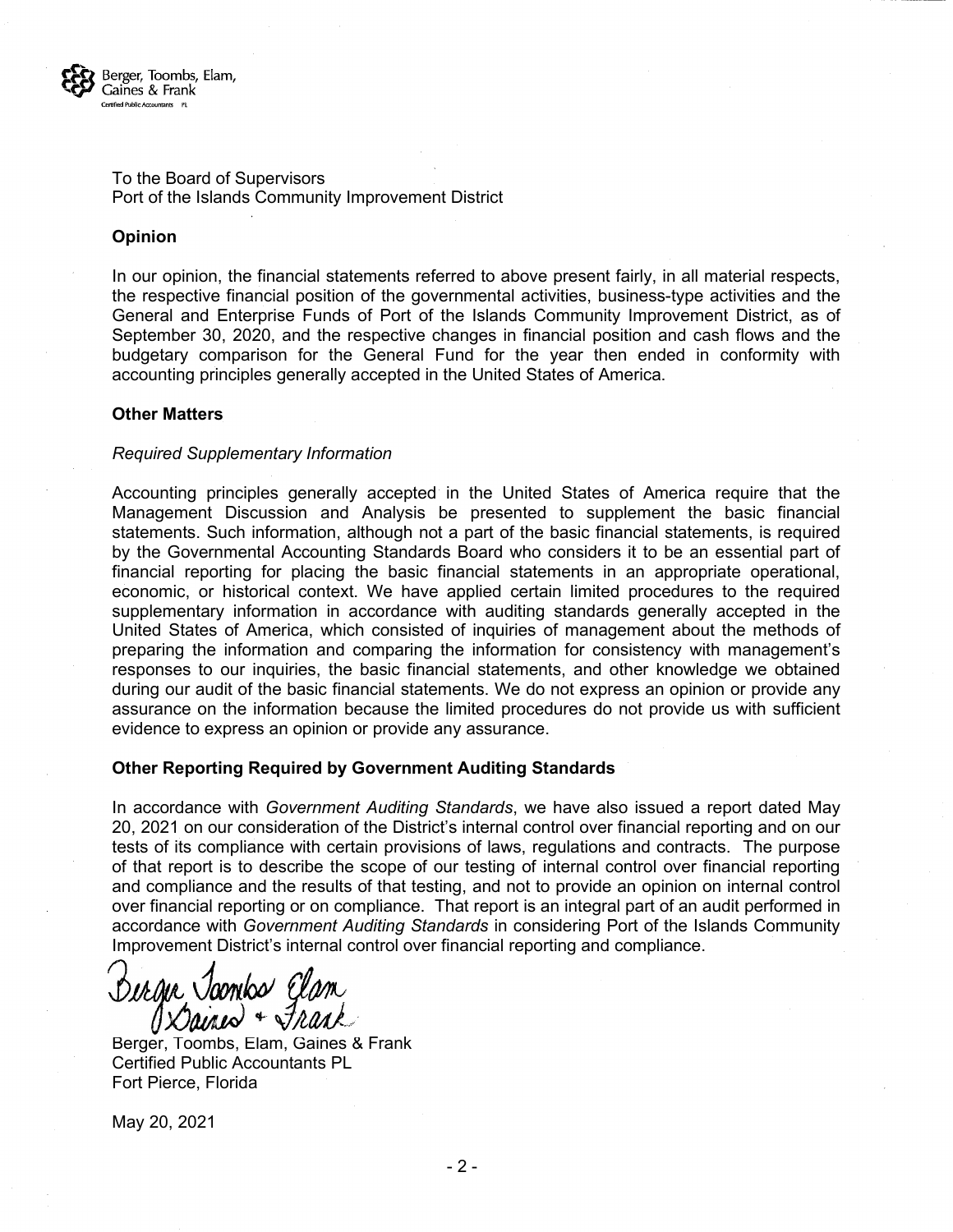Berger, Toombs, Elam, Gaines & Frank
Certified Public Accountants PL

To the Board of Supervisors
Port of the Islands Community Improvement District

**Opinion**

In our opinion, the financial statements referred to above present fairly, in all material respects, the respective financial position of the governmental activities, business-type activities and the General and Enterprise Funds of Port of the Islands Community Improvement District, as of September 30, 2020, and the respective changes in financial position and cash flows and the budgetary comparison for the General Fund for the year then ended in conformity with accounting principles generally accepted in the United States of America.

**Other Matters**

*Required Supplementary Information*

Accounting principles generally accepted in the United States of America require that the Management Discussion and Analysis be presented to supplement the basic financial statements. Such information, although not a part of the basic financial statements, is required by the Governmental Accounting Standards Board who considers it to be an essential part of financial reporting for placing the basic financial statements in an appropriate operational, economic, or historical context. We have applied certain limited procedures to the required supplementary information in accordance with auditing standards generally accepted in the United States of America, which consisted of inquiries of management about the methods of preparing the information and comparing the information for consistency with management's responses to our inquiries, the basic financial statements, and other knowledge we obtained during our audit of the basic financial statements. We do not express an opinion or provide any assurance on the information because the limited procedures do not provide us with sufficient evidence to express an opinion or provide any assurance.

**Other Reporting Required by Government Auditing Standards**

In accordance with *Government Auditing Standards*, we have also issued a report dated May 20, 2021 on our consideration of the District's internal control over financial reporting and on our tests of its compliance with certain provisions of laws, regulations and contracts. The purpose of that report is to describe the scope of our testing of internal control over financial reporting and compliance and the results of that testing, and not to provide an opinion on internal control over financial reporting or on compliance. That report is an integral part of an audit performed in accordance with *Government Auditing Standards* in considering Port of the Islands Community Improvement District's internal control over financial reporting and compliance.

Berger, Toombs, Elam, Gaines & Frank
Certified Public Accountants PL
Fort Pierce, Florida

May 20, 2021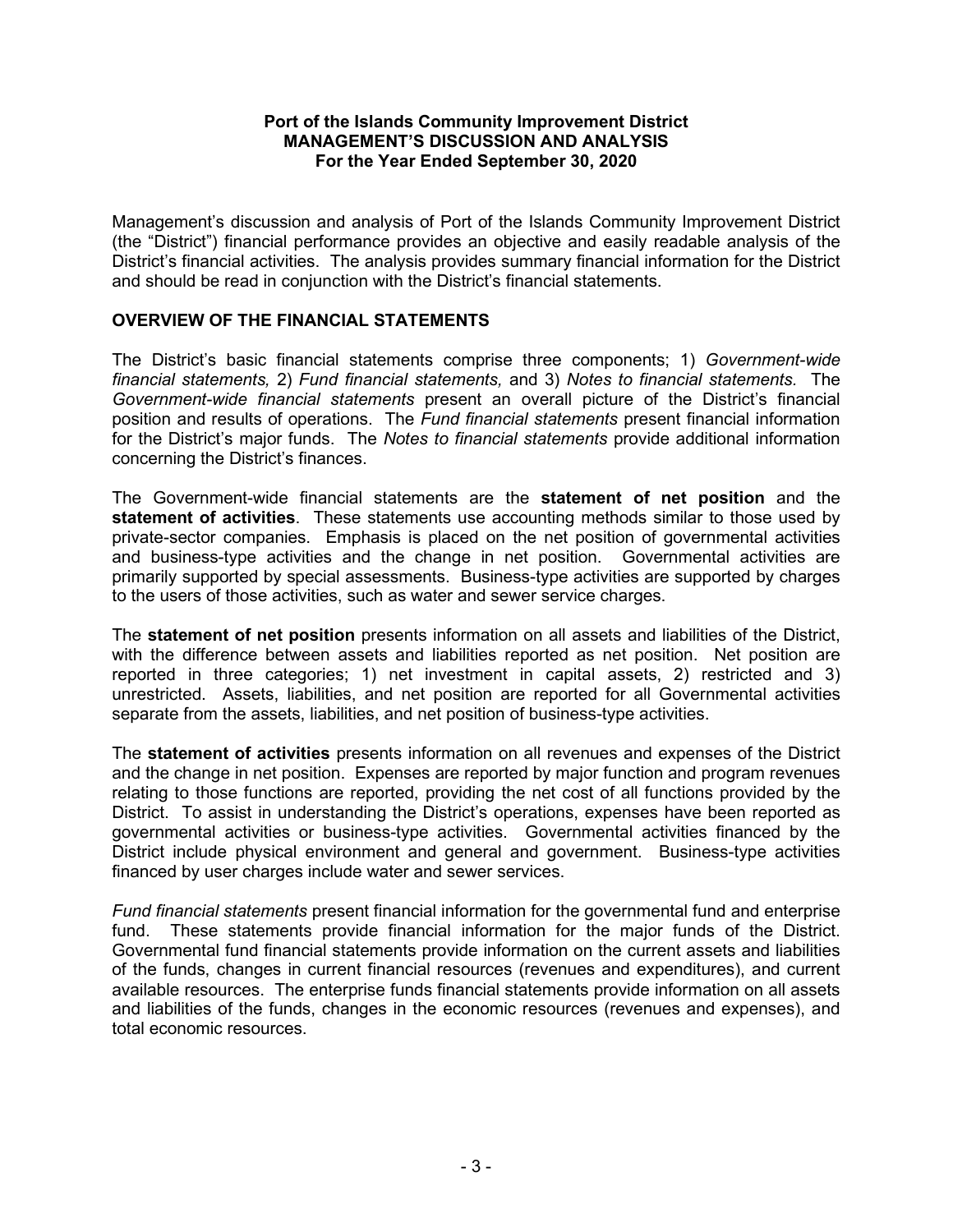**Port of the Islands Community Improvement District**
**MANAGEMENT'S DISCUSSION AND ANALYSIS**
**For the Year Ended September 30, 2020**

Management's discussion and analysis of Port of the Islands Community Improvement District (the "District") financial performance provides an objective and easily readable analysis of the District's financial activities. The analysis provides summary financial information for the District and should be read in conjunction with the District's financial statements.

## OVERVIEW OF THE FINANCIAL STATEMENTS

The District's basic financial statements comprise three components; 1) *Government-wide financial statements,* 2) *Fund financial statements,* and 3) *Notes to financial statements.* The *Government-wide financial statements* present an overall picture of the District's financial position and results of operations. The *Fund financial statements* present financial information for the District's major funds. The *Notes to financial statements* provide additional information concerning the District's finances.

The Government-wide financial statements are the **statement of net position** and the **statement of activities**. These statements use accounting methods similar to those used by private-sector companies. Emphasis is placed on the net position of governmental activities and business-type activities and the change in net position. Governmental activities are primarily supported by special assessments. Business-type activities are supported by charges to the users of those activities, such as water and sewer service charges.

The **statement of net position** presents information on all assets and liabilities of the District, with the difference between assets and liabilities reported as net position. Net position are reported in three categories; 1) net investment in capital assets, 2) restricted and 3) unrestricted. Assets, liabilities, and net position are reported for all Governmental activities separate from the assets, liabilities, and net position of business-type activities.

The **statement of activities** presents information on all revenues and expenses of the District and the change in net position. Expenses are reported by major function and program revenues relating to those functions are reported, providing the net cost of all functions provided by the District. To assist in understanding the District's operations, expenses have been reported as governmental activities or business-type activities. Governmental activities financed by the District include physical environment and general and government. Business-type activities financed by user charges include water and sewer services.

*Fund financial statements* present financial information for the governmental fund and enterprise fund. These statements provide financial information for the major funds of the District. Governmental fund financial statements provide information on the current assets and liabilities of the funds, changes in current financial resources (revenues and expenditures), and current available resources. The enterprise funds financial statements provide information on all assets and liabilities of the funds, changes in the economic resources (revenues and expenses), and total economic resources.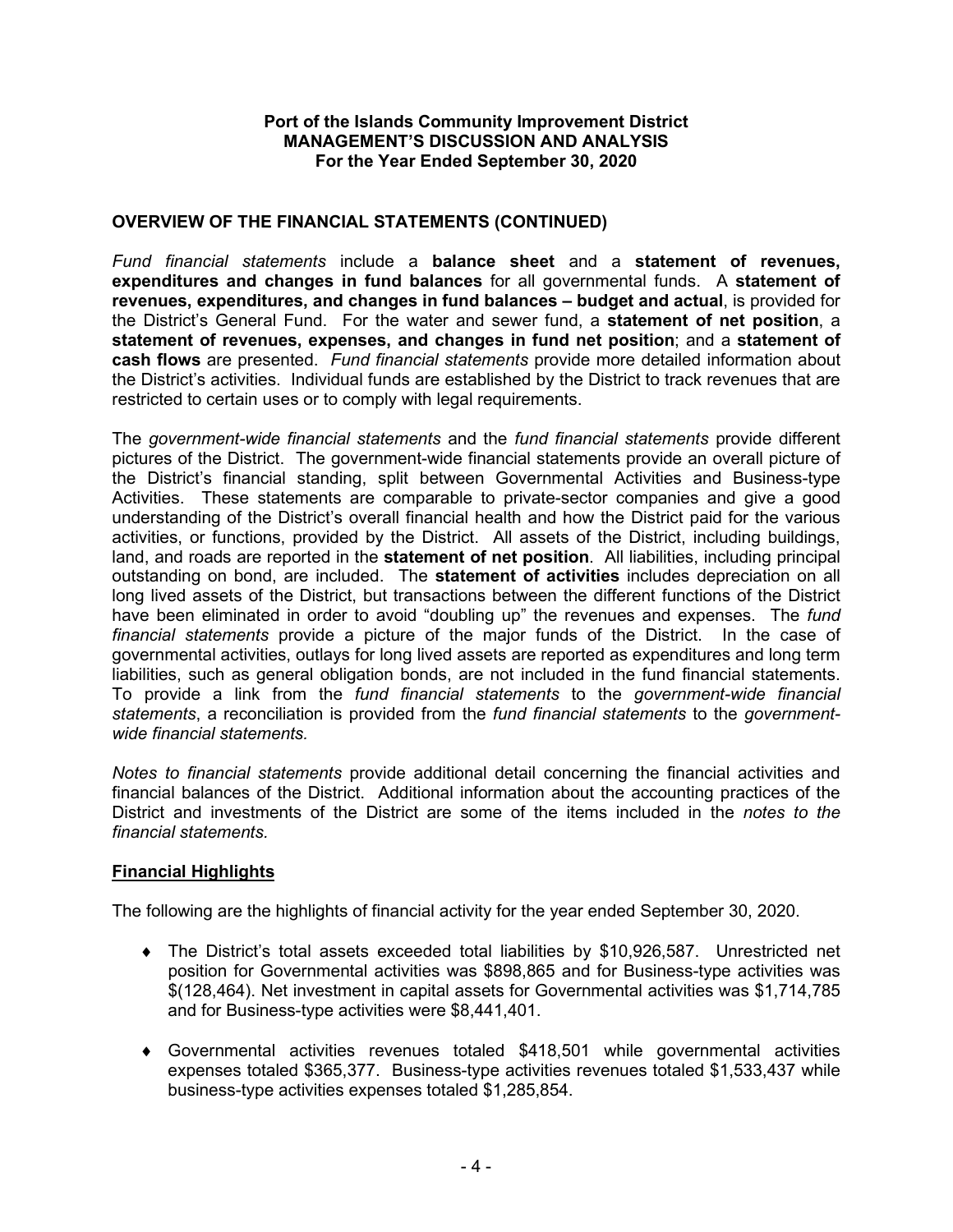**Port of the Islands Community Improvement District**
**MANAGEMENT'S DISCUSSION AND ANALYSIS**
**For the Year Ended September 30, 2020**

## OVERVIEW OF THE FINANCIAL STATEMENTS (CONTINUED)

*Fund financial statements* include a **balance sheet** and a **statement of revenues, expenditures and changes in fund balances** for all governmental funds. A **statement of revenues, expenditures, and changes in fund balances – budget and actual**, is provided for the District's General Fund. For the water and sewer fund, a **statement of net position**, a **statement of revenues, expenses, and changes in fund net position**; and a **statement of cash flows** are presented. *Fund financial statements* provide more detailed information about the District's activities. Individual funds are established by the District to track revenues that are restricted to certain uses or to comply with legal requirements.

The *government-wide financial statements* and the *fund financial statements* provide different pictures of the District. The government-wide financial statements provide an overall picture of the District's financial standing, split between Governmental Activities and Business-type Activities. These statements are comparable to private-sector companies and give a good understanding of the District's overall financial health and how the District paid for the various activities, or functions, provided by the District. All assets of the District, including buildings, land, and roads are reported in the **statement of net position**. All liabilities, including principal outstanding on bond, are included. The **statement of activities** includes depreciation on all long lived assets of the District, but transactions between the different functions of the District have been eliminated in order to avoid "doubling up" the revenues and expenses. The *fund financial statements* provide a picture of the major funds of the District. In the case of governmental activities, outlays for long lived assets are reported as expenditures and long term liabilities, such as general obligation bonds, are not included in the fund financial statements. To provide a link from the *fund financial statements* to the *government-wide financial statements*, a reconciliation is provided from the *fund financial statements* to the *government-wide financial statements.*

*Notes to financial statements* provide additional detail concerning the financial activities and financial balances of the District. Additional information about the accounting practices of the District and investments of the District are some of the items included in the *notes to the financial statements.*

### Financial Highlights

The following are the highlights of financial activity for the year ended September 30, 2020.

- The District's total assets exceeded total liabilities by $10,926,587. Unrestricted net position for Governmental activities was $898,865 and for Business-type activities was $(128,464). Net investment in capital assets for Governmental activities was $1,714,785 and for Business-type activities were $8,441,401.

- Governmental activities revenues totaled $418,501 while governmental activities expenses totaled $365,377. Business-type activities revenues totaled $1,533,437 while business-type activities expenses totaled $1,285,854.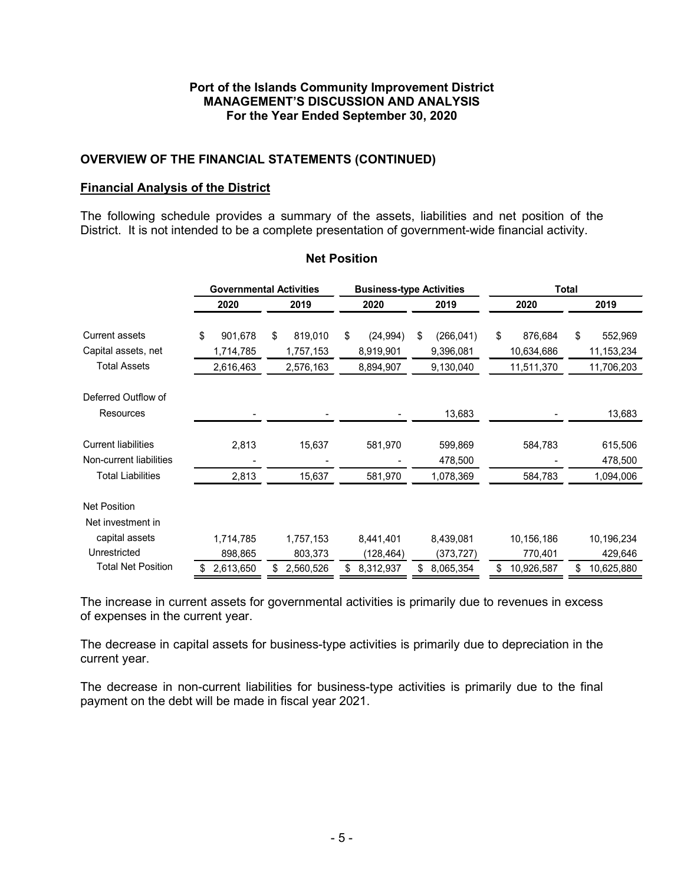**Port of the Islands Community Improvement District**
**MANAGEMENT'S DISCUSSION AND ANALYSIS**
**For the Year Ended September 30, 2020**

## OVERVIEW OF THE FINANCIAL STATEMENTS (CONTINUED)

### Financial Analysis of the District

The following schedule provides a summary of the assets, liabilities and net position of the District. It is not intended to be a complete presentation of government-wide financial activity.

### Net Position

| | Governmental Activities | | Business-type Activities | | Total | |
|---|---|---|---|---|---|---|
| | 2020 | 2019 | 2020 | 2019 | 2020 | 2019 |
| Current assets | $ 901,678 | $ 819,010 | $ (24,994) | $ (266,041) | $ 876,684 | $ 552,969 |
| Capital assets, net | 1,714,785 | 1,757,153 | 8,919,901 | 9,396,081 | 10,634,686 | 11,153,234 |
| Total Assets | 2,616,463 | 2,576,163 | 8,894,907 | 9,130,040 | 11,511,370 | 11,706,203 |
| Deferred Outflow of Resources | - | - | - | 13,683 | - | 13,683 |
| Current liabilities | 2,813 | 15,637 | 581,970 | 599,869 | 584,783 | 615,506 |
| Non-current liabilities | - | - | - | 478,500 | - | 478,500 |
| Total Liabilities | 2,813 | 15,637 | 581,970 | 1,078,369 | 584,783 | 1,094,006 |
| Net Position | | | | | | |
| Net investment in capital assets | 1,714,785 | 1,757,153 | 8,441,401 | 8,439,081 | 10,156,186 | 10,196,234 |
| Unrestricted | 898,865 | 803,373 | (128,464) | (373,727) | 770,401 | 429,646 |
| Total Net Position | $ 2,613,650 | $ 2,560,526 | $ 8,312,937 | $ 8,065,354 | $ 10,926,587 | $ 10,625,880 |

The increase in current assets for governmental activities is primarily due to revenues in excess of expenses in the current year.

The decrease in capital assets for business-type activities is primarily due to depreciation in the current year.

The decrease in non-current liabilities for business-type activities is primarily due to the final payment on the debt will be made in fiscal year 2021.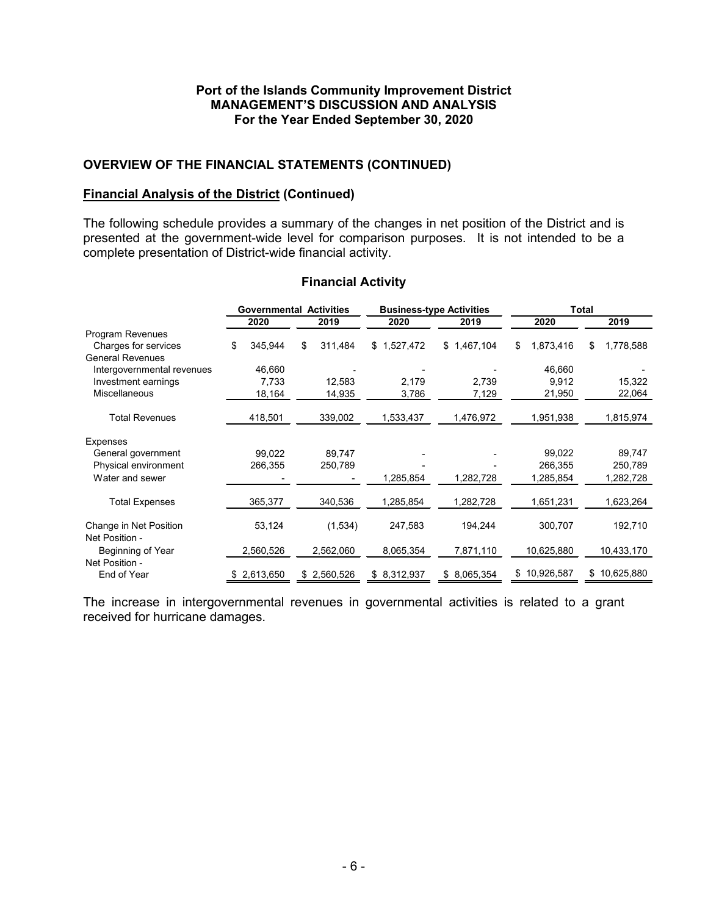**Port of the Islands Community Improvement District**
**MANAGEMENT'S DISCUSSION AND ANALYSIS**
**For the Year Ended September 30, 2020**

## OVERVIEW OF THE FINANCIAL STATEMENTS (CONTINUED)

### Financial Analysis of the District (Continued)

The following schedule provides a summary of the changes in net position of the District and is presented at the government-wide level for comparison purposes. It is not intended to be a complete presentation of District-wide financial activity.

### Financial Activity

| | Governmental Activities | | Business-type Activities | | Total | |
|---|---|---|---|---|---|---|
| | 2020 | 2019 | 2020 | 2019 | 2020 | 2019 |
| Program Revenues | | | | | | |
| Charges for services | $ 345,944 | $ 311,484 | $ 1,527,472 | $ 1,467,104 | $ 1,873,416 | $ 1,778,588 |
| General Revenues | | | | | | |
| Intergovernmental revenues | 46,660 | - | - | - | 46,660 | - |
| Investment earnings | 7,733 | 12,583 | 2,179 | 2,739 | 9,912 | 15,322 |
| Miscellaneous | 18,164 | 14,935 | 3,786 | 7,129 | 21,950 | 22,064 |
| Total Revenues | 418,501 | 339,002 | 1,533,437 | 1,476,972 | 1,951,938 | 1,815,974 |
| Expenses | | | | | | |
| General government | 99,022 | 89,747 | - | - | 99,022 | 89,747 |
| Physical environment | 266,355 | 250,789 | - | - | 266,355 | 250,789 |
| Water and sewer | - | - | 1,285,854 | 1,282,728 | 1,285,854 | 1,282,728 |
| Total Expenses | 365,377 | 340,536 | 1,285,854 | 1,282,728 | 1,651,231 | 1,623,264 |
| Change in Net Position | 53,124 | (1,534) | 247,583 | 194,244 | 300,707 | 192,710 |
| Net Position - Beginning of Year | 2,560,526 | 2,562,060 | 8,065,354 | 7,871,110 | 10,625,880 | 10,433,170 |
| Net Position - End of Year | $ 2,613,650 | $ 2,560,526 | $ 8,312,937 | $ 8,065,354 | $ 10,926,587 | $ 10,625,880 |

The increase in intergovernmental revenues in governmental activities is related to a grant received for hurricane damages.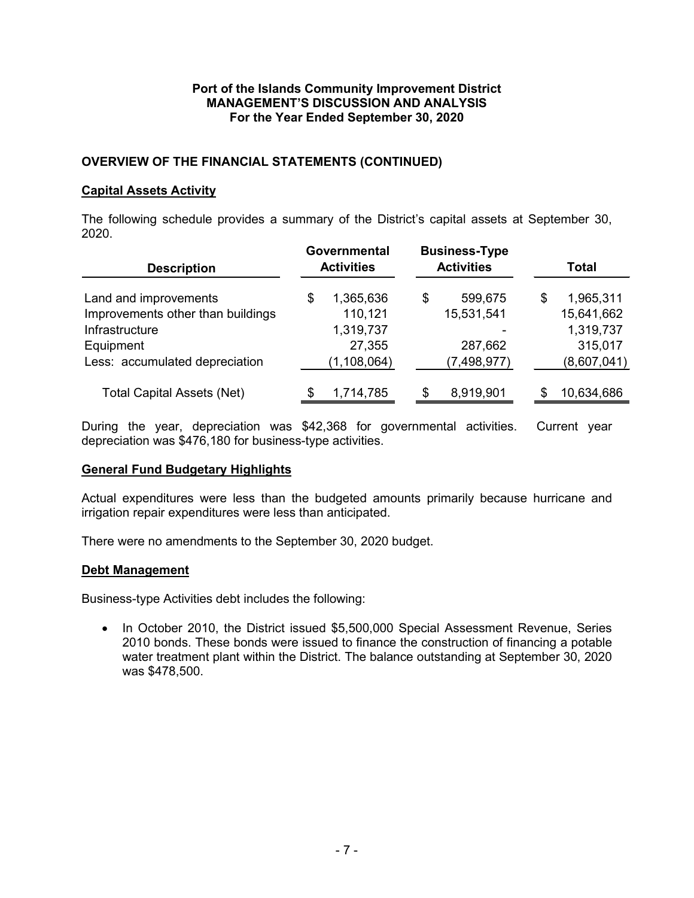**Port of the Islands Community Improvement District**
**MANAGEMENT'S DISCUSSION AND ANALYSIS**
**For the Year Ended September 30, 2020**

## OVERVIEW OF THE FINANCIAL STATEMENTS (CONTINUED)

### Capital Assets Activity

The following schedule provides a summary of the District's capital assets at September 30, 2020.

| Description | Governmental Activities | Business-Type Activities | Total |
|---|---|---|---|
| Land and improvements | $ 1,365,636 | $ 599,675 | $ 1,965,311 |
| Improvements other than buildings | 110,121 | 15,531,541 | 15,641,662 |
| Infrastructure | 1,319,737 | - | 1,319,737 |
| Equipment | 27,355 | 287,662 | 315,017 |
| Less: accumulated depreciation | (1,108,064) | (7,498,977) | (8,607,041) |
| Total Capital Assets (Net) | $ 1,714,785 | $ 8,919,901 | $ 10,634,686 |

During the year, depreciation was $42,368 for governmental activities. Current year depreciation was $476,180 for business-type activities.

### General Fund Budgetary Highlights

Actual expenditures were less than the budgeted amounts primarily because hurricane and irrigation repair expenditures were less than anticipated.

There were no amendments to the September 30, 2020 budget.

### Debt Management

Business-type Activities debt includes the following:

- In October 2010, the District issued $5,500,000 Special Assessment Revenue, Series 2010 bonds. These bonds were issued to finance the construction of financing a potable water treatment plant within the District. The balance outstanding at September 30, 2020 was $478,500.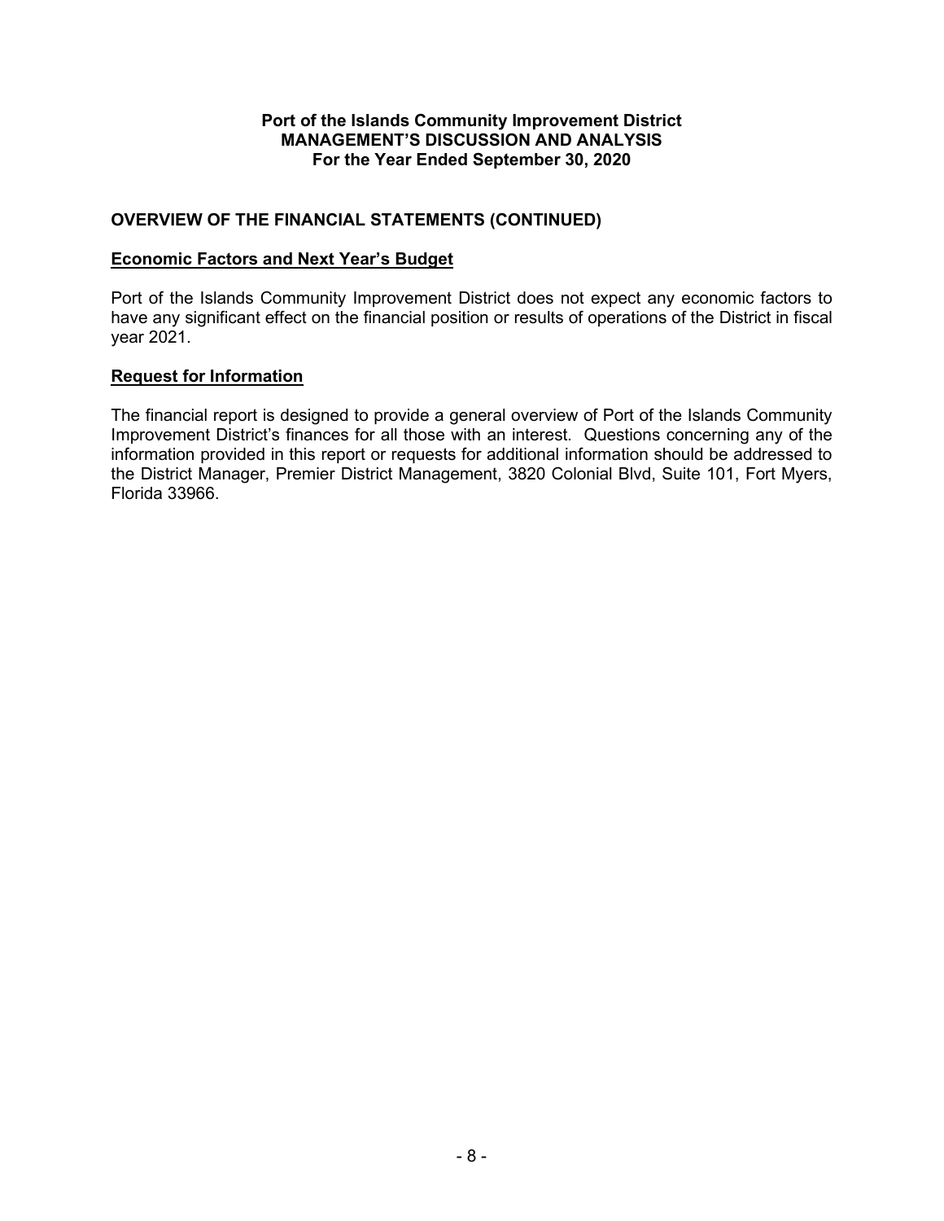**Port of the Islands Community Improvement District**
**MANAGEMENT'S DISCUSSION AND ANALYSIS**
**For the Year Ended September 30, 2020**

## OVERVIEW OF THE FINANCIAL STATEMENTS (CONTINUED)

### Economic Factors and Next Year's Budget

Port of the Islands Community Improvement District does not expect any economic factors to have any significant effect on the financial position or results of operations of the District in fiscal year 2021.

### Request for Information

The financial report is designed to provide a general overview of Port of the Islands Community Improvement District's finances for all those with an interest. Questions concerning any of the information provided in this report or requests for additional information should be addressed to the District Manager, Premier District Management, 3820 Colonial Blvd, Suite 101, Fort Myers, Florida 33966.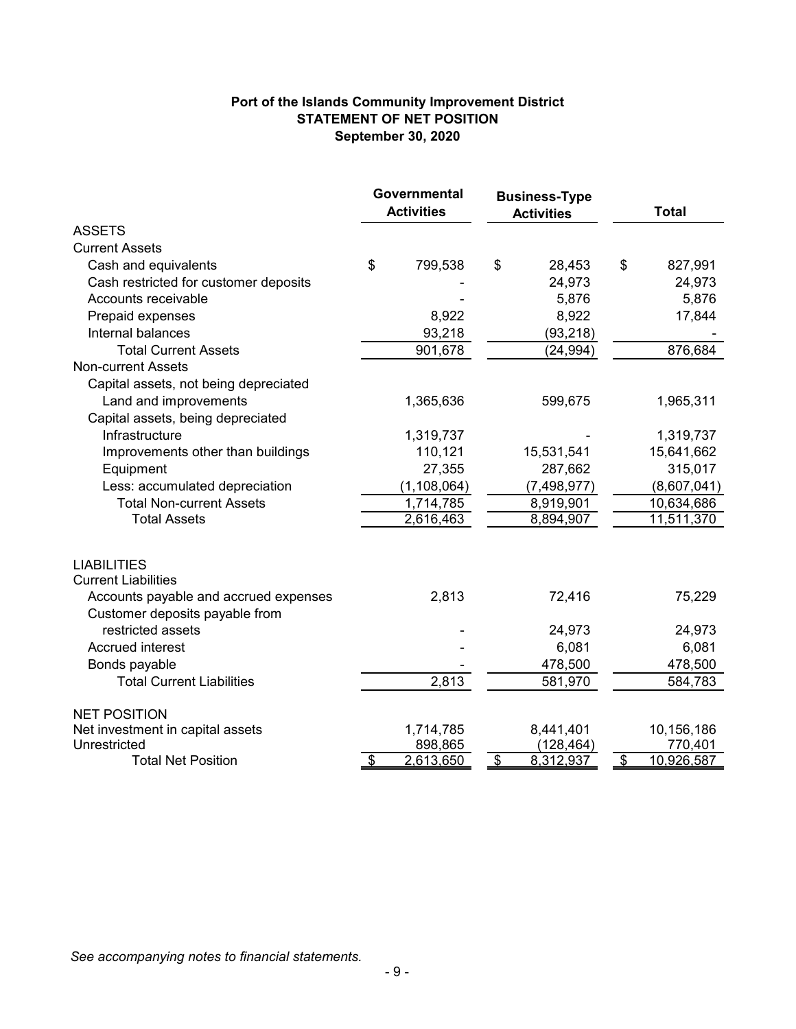**Port of the Islands Community Improvement District**
**STATEMENT OF NET POSITION**
**September 30, 2020**

| | Governmental Activities | Business-Type Activities | Total |
|---|---|---|---|
| ASSETS | | | |
| Current Assets | | | |
| Cash and equivalents | $ 799,538 | $ 28,453 | $ 827,991 |
| Cash restricted for customer deposits | - | 24,973 | 24,973 |
| Accounts receivable | - | 5,876 | 5,876 |
| Prepaid expenses | 8,922 | 8,922 | 17,844 |
| Internal balances | 93,218 | (93,218) | - |
| Total Current Assets | 901,678 | (24,994) | 876,684 |
| Non-current Assets | | | |
| Capital assets, not being depreciated | | | |
| Land and improvements | 1,365,636 | 599,675 | 1,965,311 |
| Capital assets, being depreciated | | | |
| Infrastructure | 1,319,737 | - | 1,319,737 |
| Improvements other than buildings | 110,121 | 15,531,541 | 15,641,662 |
| Equipment | 27,355 | 287,662 | 315,017 |
| Less: accumulated depreciation | (1,108,064) | (7,498,977) | (8,607,041) |
| Total Non-current Assets | 1,714,785 | 8,919,901 | 10,634,686 |
| Total Assets | 2,616,463 | 8,894,907 | 11,511,370 |
| LIABILITIES | | | |
| Current Liabilities | | | |
| Accounts payable and accrued expenses | 2,813 | 72,416 | 75,229 |
| Customer deposits payable from restricted assets | - | 24,973 | 24,973 |
| Accrued interest | - | 6,081 | 6,081 |
| Bonds payable | - | 478,500 | 478,500 |
| Total Current Liabilities | 2,813 | 581,970 | 584,783 |
| NET POSITION | | | |
| Net investment in capital assets | 1,714,785 | 8,441,401 | 10,156,186 |
| Unrestricted | 898,865 | (128,464) | 770,401 |
| Total Net Position | $ 2,613,650 | $ 8,312,937 | $ 10,926,587 |

*See accompanying notes to financial statements.*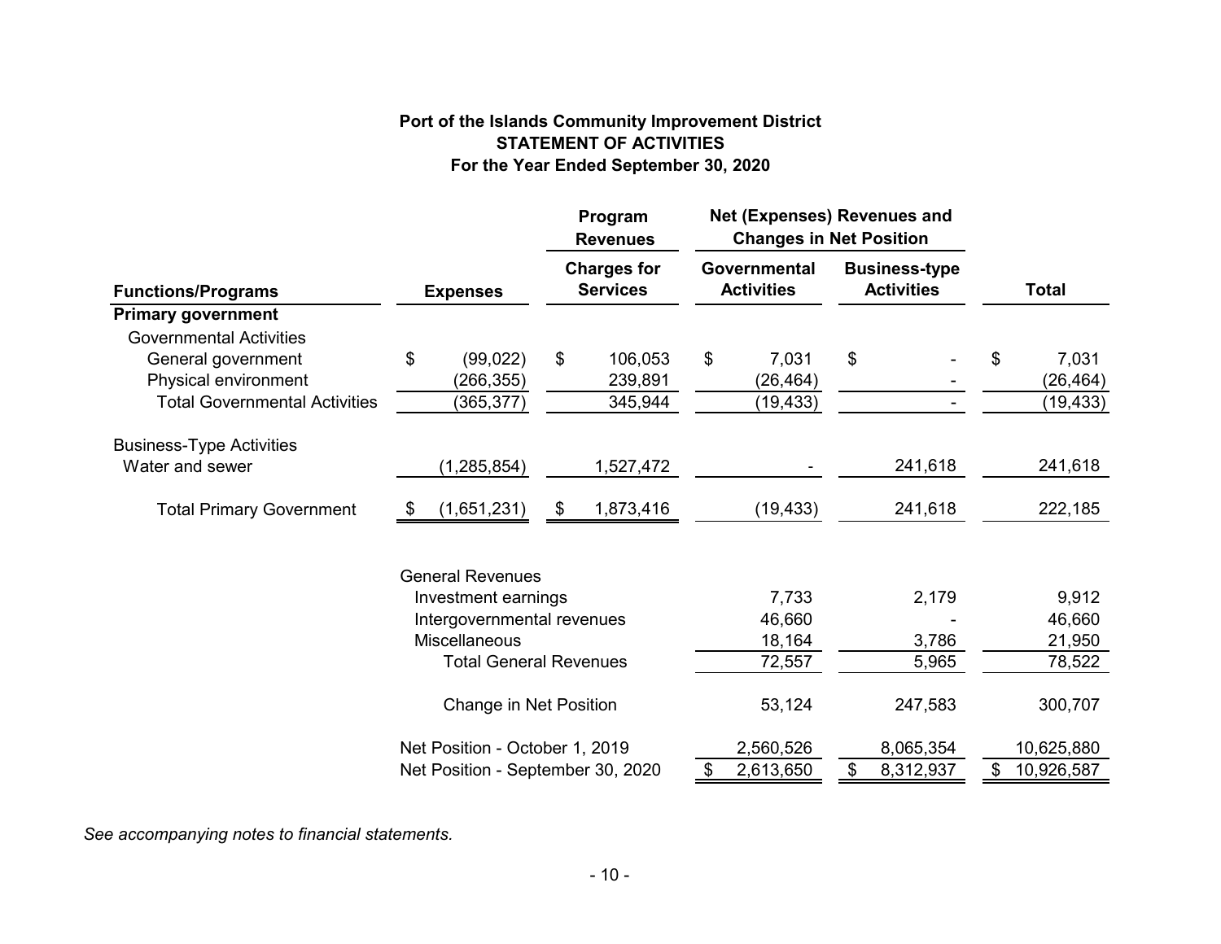# Port of the Islands Community Improvement District
## STATEMENT OF ACTIVITIES
### For the Year Ended September 30, 2020

| | | Program Revenues | Net (Expenses) Revenues and Changes in Net Position | | |
|---|---|---|---|---|---|
| **Functions/Programs** | **Expenses** | **Charges for Services** | **Governmental Activities** | **Business-type Activities** | **Total** |
| **Primary government** | | | | | |
| Governmental Activities | | | | | |
| General government | $ (99,022) | $ 106,053 | $ 7,031 | $ - | $ 7,031 |
| Physical environment | (266,355) | 239,891 | (26,464) | - | (26,464) |
| Total Governmental Activities | (365,377) | 345,944 | (19,433) | - | (19,433) |
| Business-Type Activities | | | | | |
| Water and sewer | (1,285,854) | 1,527,472 | - | 241,618 | 241,618 |
| Total Primary Government | $ (1,651,231) | $ 1,873,416 | (19,433) | 241,618 | 222,185 |
| | General Revenues | | | | |
| | Investment earnings | | 7,733 | 2,179 | 9,912 |
| | Intergovernmental revenues | | 46,660 | - | 46,660 |
| | Miscellaneous | | 18,164 | 3,786 | 21,950 |
| | Total General Revenues | | 72,557 | 5,965 | 78,522 |
| | Change in Net Position | | 53,124 | 247,583 | 300,707 |
| | Net Position - October 1, 2019 | | 2,560,526 | 8,065,354 | 10,625,880 |
| | Net Position - September 30, 2020 | | $ 2,613,650 | $ 8,312,937 | $ 10,926,587 |

*See accompanying notes to financial statements.*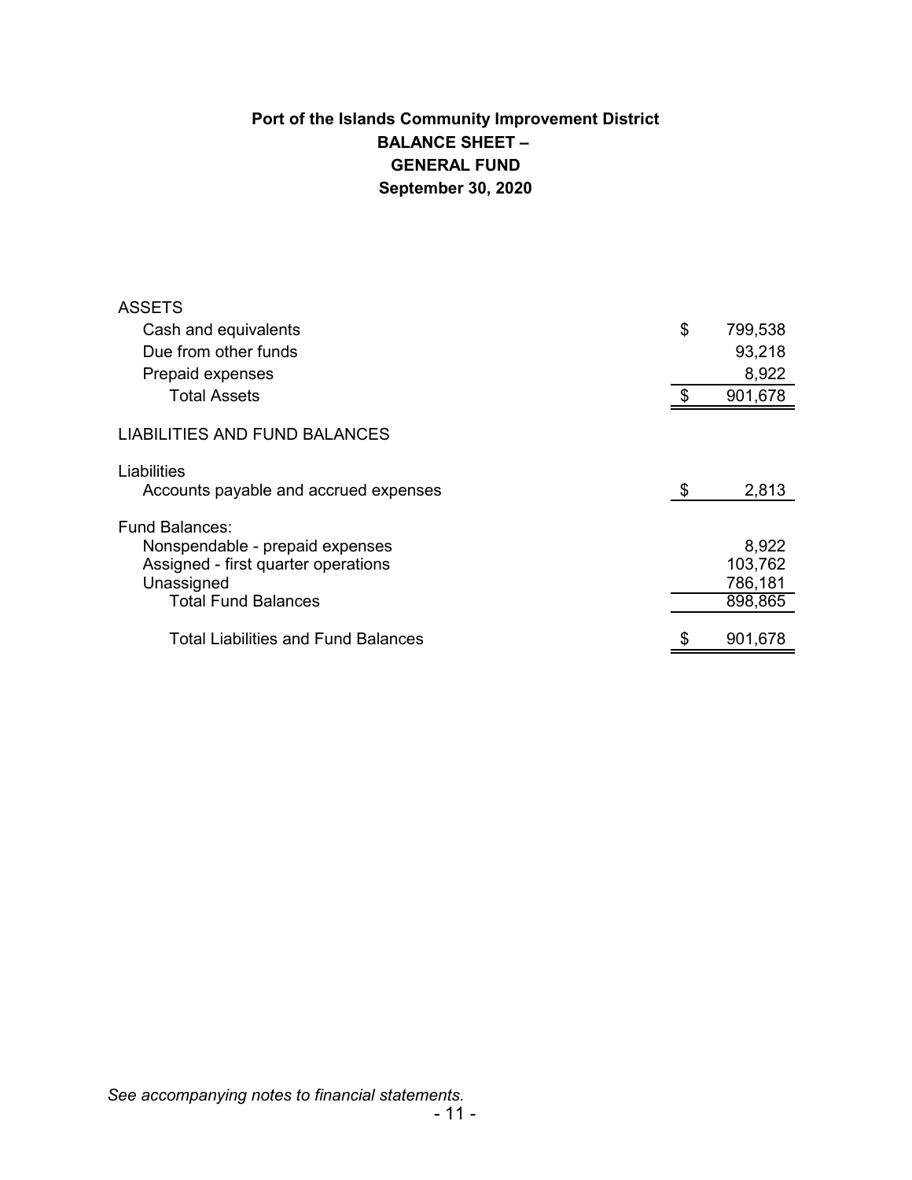# Port of the Islands Community Improvement District
## BALANCE SHEET –
## GENERAL FUND
## September 30, 2020

| | |
|---|---|
| **ASSETS** | |
| Cash and equivalents | $ 799,538 |
| Due from other funds | 93,218 |
| Prepaid expenses | 8,922 |
| Total Assets | $ 901,678 |
| **LIABILITIES AND FUND BALANCES** | |
| Liabilities | |
| Accounts payable and accrued expenses | $ 2,813 |
| Fund Balances: | |
| Nonspendable - prepaid expenses | 8,922 |
| Assigned - first quarter operations | 103,762 |
| Unassigned | 786,181 |
| Total Fund Balances | 898,865 |
| Total Liabilities and Fund Balances | $ 901,678 |

*See accompanying notes to financial statements.*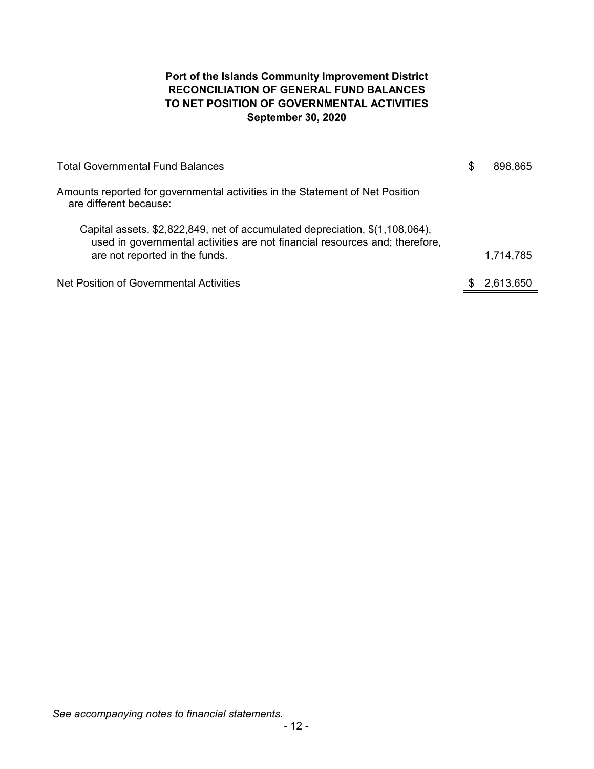**Port of the Islands Community Improvement District**
**RECONCILIATION OF GENERAL FUND BALANCES**
**TO NET POSITION OF GOVERNMENTAL ACTIVITIES**
**September 30, 2020**

| | |
|---|---|
| Total Governmental Fund Balances | $ 898,865 |
| Amounts reported for governmental activities in the Statement of Net Position are different because: | |
| Capital assets, $2,822,849, net of accumulated depreciation, $(1,108,064), used in governmental activities are not financial resources and; therefore, are not reported in the funds. | 1,714,785 |
| Net Position of Governmental Activities | $ 2,613,650 |

*See accompanying notes to financial statements.*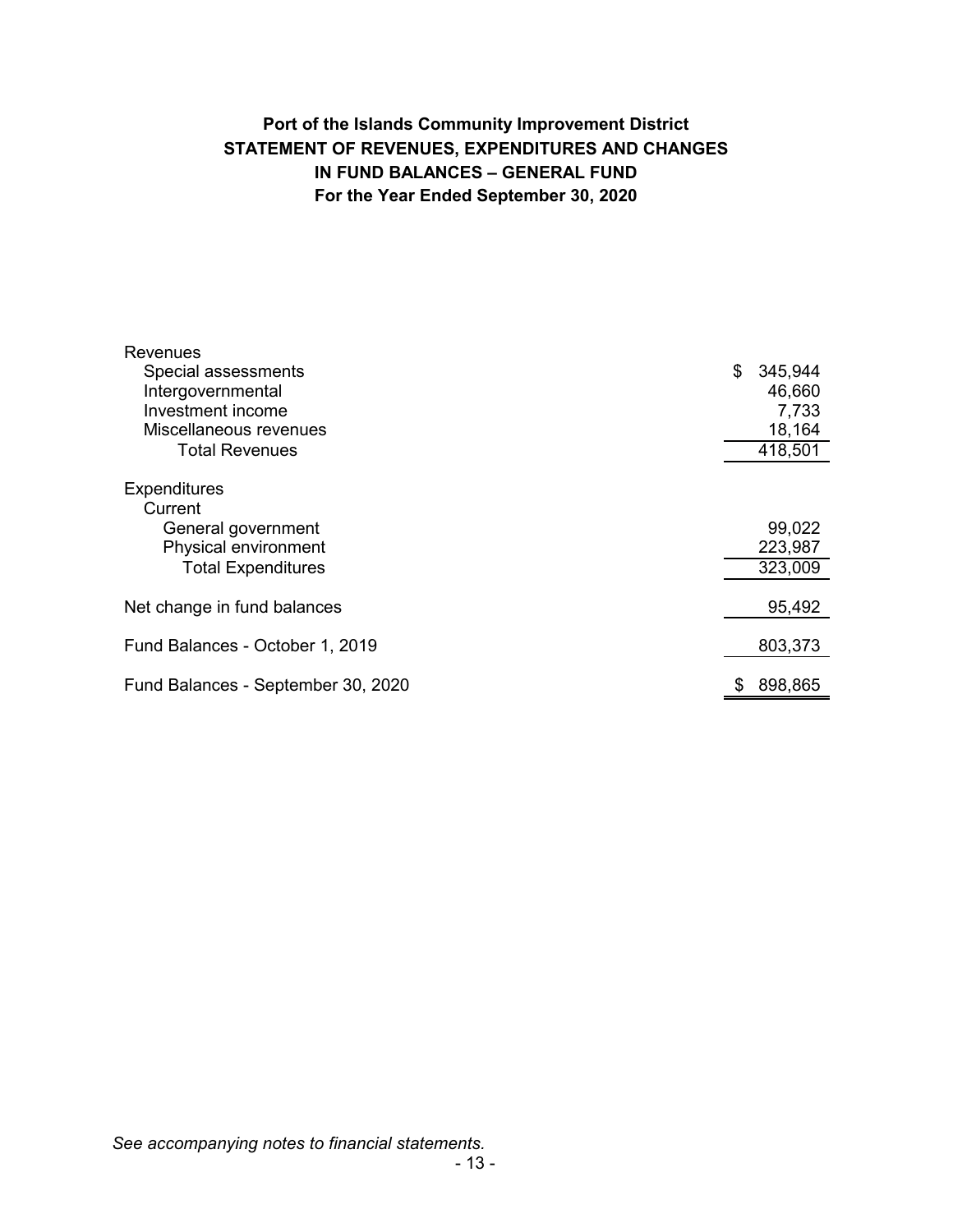**Port of the Islands Community Improvement District**
**STATEMENT OF REVENUES, EXPENDITURES AND CHANGES IN FUND BALANCES – GENERAL FUND**
**For the Year Ended September 30, 2020**

| | |
|---|---:|
| Revenues | |
| Special assessments | $ 345,944 |
| Intergovernmental | 46,660 |
| Investment income | 7,733 |
| Miscellaneous revenues | 18,164 |
| Total Revenues | 418,501 |
| Expenditures | |
| Current | |
| General government | 99,022 |
| Physical environment | 223,987 |
| Total Expenditures | 323,009 |
| Net change in fund balances | 95,492 |
| Fund Balances - October 1, 2019 | 803,373 |
| Fund Balances - September 30, 2020 | $ 898,865 |

*See accompanying notes to financial statements.*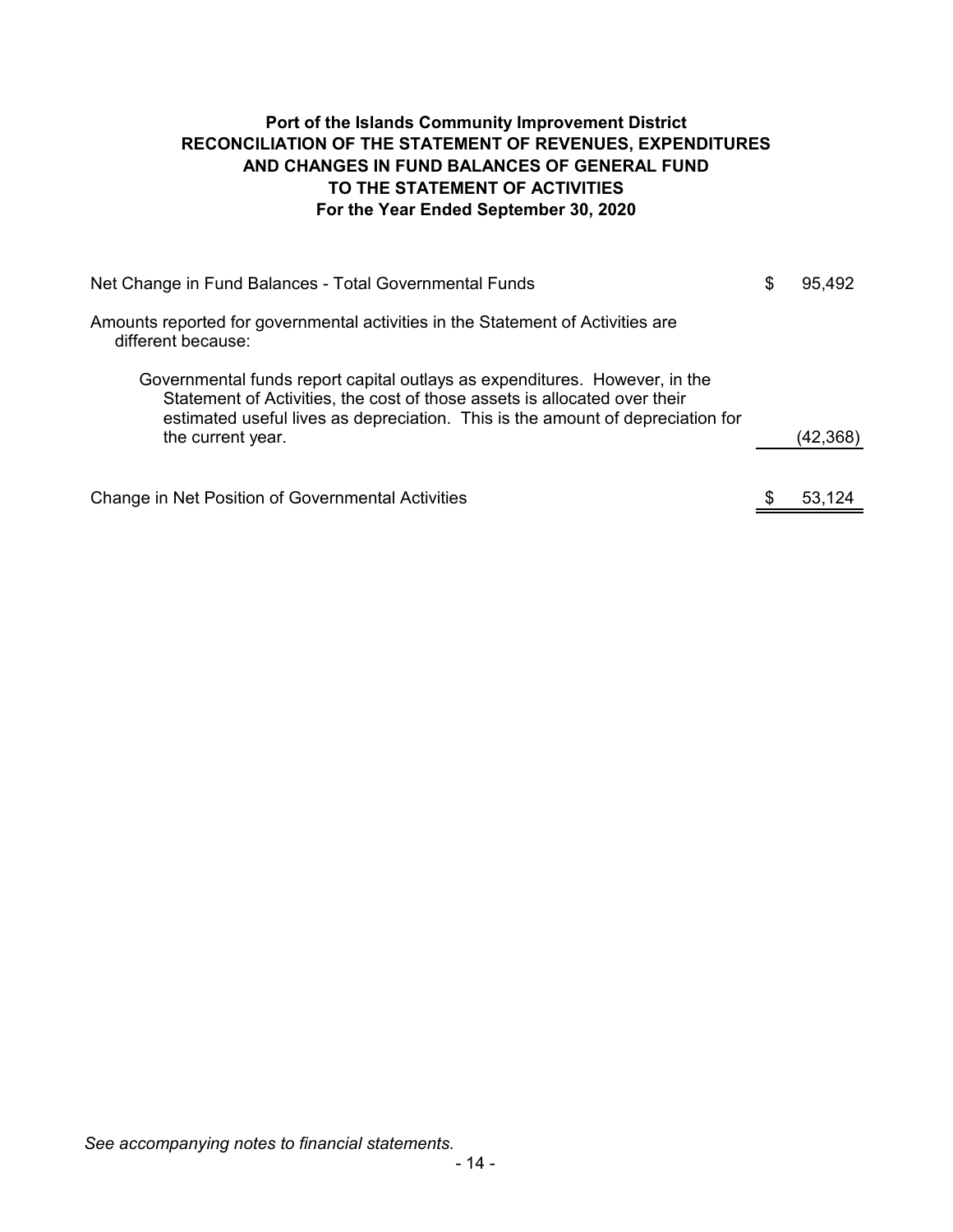**Port of the Islands Community Improvement District**
**RECONCILIATION OF THE STATEMENT OF REVENUES, EXPENDITURES AND CHANGES IN FUND BALANCES OF GENERAL FUND TO THE STATEMENT OF ACTIVITIES**
**For the Year Ended September 30, 2020**

| | |
|---|---|
| Net Change in Fund Balances - Total Governmental Funds | $ 95,492 |
| Amounts reported for governmental activities in the Statement of Activities are different because: | |
| Governmental funds report capital outlays as expenditures. However, in the Statement of Activities, the cost of those assets is allocated over their estimated useful lives as depreciation. This is the amount of depreciation for the current year. | (42,368) |
| Change in Net Position of Governmental Activities | $ 53,124 |

*See accompanying notes to financial statements.*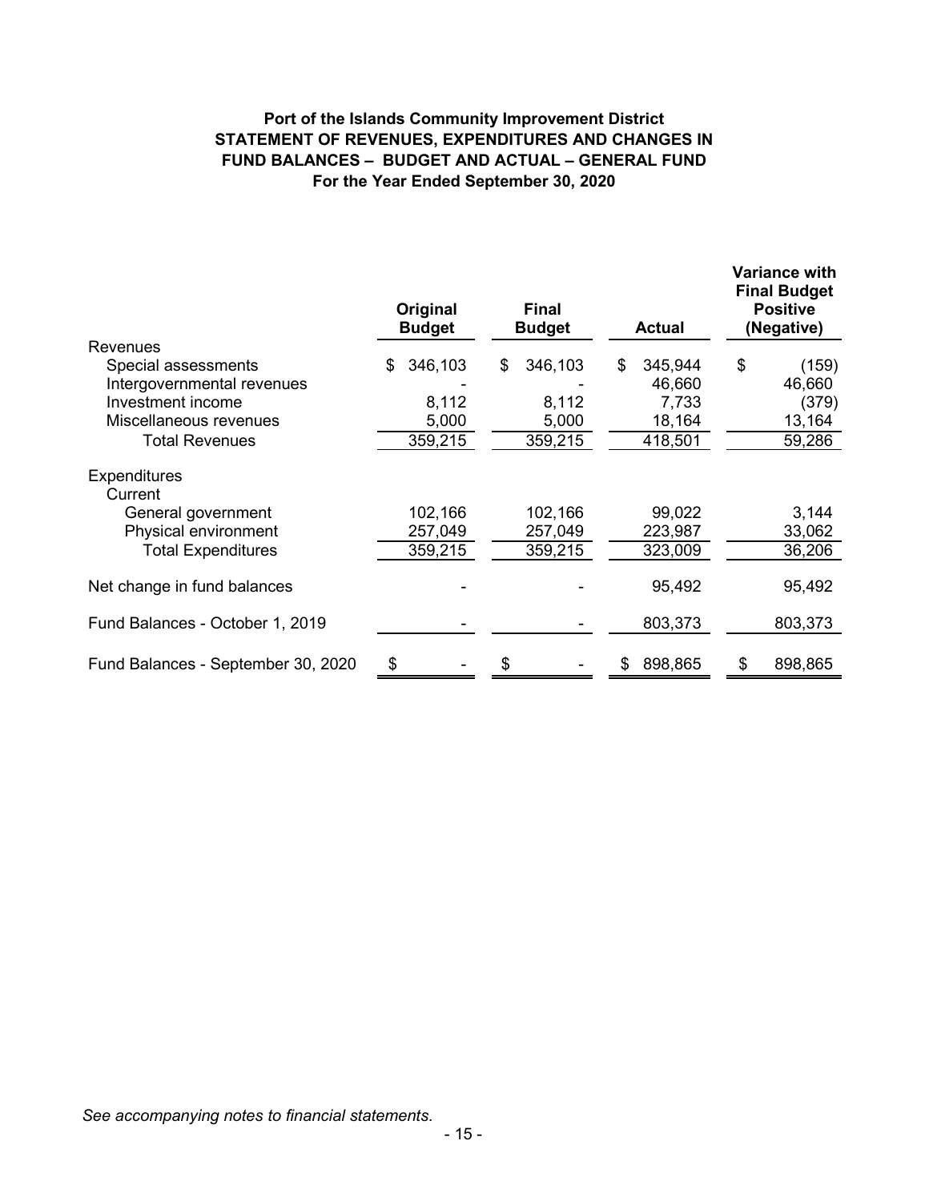**Port of the Islands Community Improvement District**
**STATEMENT OF REVENUES, EXPENDITURES AND CHANGES IN FUND BALANCES – BUDGET AND ACTUAL – GENERAL FUND**
**For the Year Ended September 30, 2020**

| | Original Budget | Final Budget | Actual | Variance with Final Budget Positive (Negative) |
|---|---|---|---|---|
| Revenues | | | | |
| Special assessments | $ 346,103 | $ 346,103 | $ 345,944 | $ (159) |
| Intergovernmental revenues | - | - | 46,660 | 46,660 |
| Investment income | 8,112 | 8,112 | 7,733 | (379) |
| Miscellaneous revenues | 5,000 | 5,000 | 18,164 | 13,164 |
| Total Revenues | 359,215 | 359,215 | 418,501 | 59,286 |
| Expenditures | | | | |
| Current | | | | |
| General government | 102,166 | 102,166 | 99,022 | 3,144 |
| Physical environment | 257,049 | 257,049 | 223,987 | 33,062 |
| Total Expenditures | 359,215 | 359,215 | 323,009 | 36,206 |
| Net change in fund balances | - | - | 95,492 | 95,492 |
| Fund Balances - October 1, 2019 | - | - | 803,373 | 803,373 |
| Fund Balances - September 30, 2020 | $ - | $ - | $ 898,865 | $ 898,865 |

*See accompanying notes to financial statements.*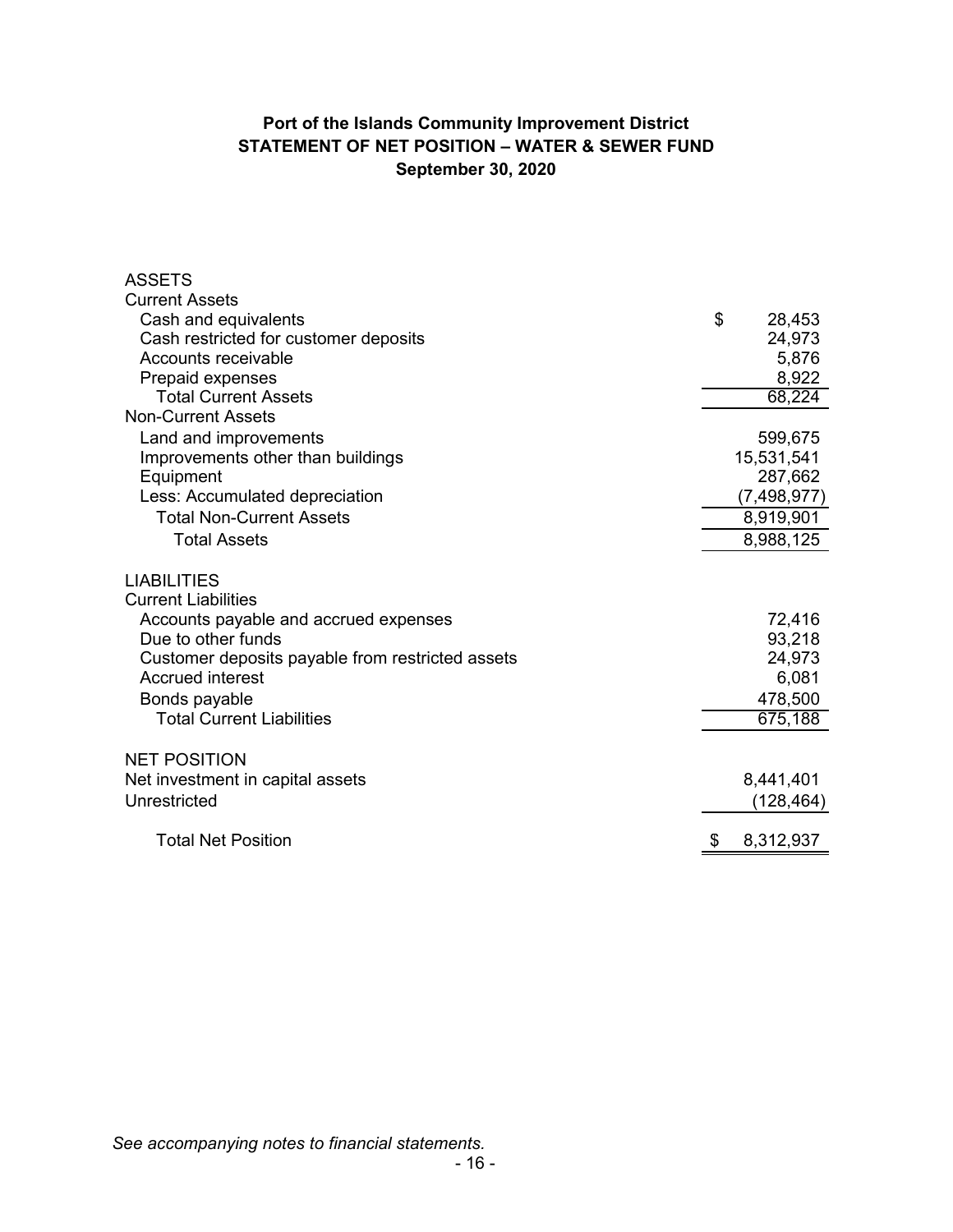**Port of the Islands Community Improvement District**
**STATEMENT OF NET POSITION – WATER & SEWER FUND**
**September 30, 2020**

| | |
|---|---|
| ASSETS | |
| Current Assets | |
| Cash and equivalents | $ 28,453 |
| Cash restricted for customer deposits | 24,973 |
| Accounts receivable | 5,876 |
| Prepaid expenses | 8,922 |
| Total Current Assets | 68,224 |
| Non-Current Assets | |
| Land and improvements | 599,675 |
| Improvements other than buildings | 15,531,541 |
| Equipment | 287,662 |
| Less: Accumulated depreciation | (7,498,977) |
| Total Non-Current Assets | 8,919,901 |
| Total Assets | 8,988,125 |
| | |
| LIABILITIES | |
| Current Liabilities | |
| Accounts payable and accrued expenses | 72,416 |
| Due to other funds | 93,218 |
| Customer deposits payable from restricted assets | 24,973 |
| Accrued interest | 6,081 |
| Bonds payable | 478,500 |
| Total Current Liabilities | 675,188 |
| | |
| NET POSITION | |
| Net investment in capital assets | 8,441,401 |
| Unrestricted | (128,464) |
| | |
| Total Net Position | $ 8,312,937 |

*See accompanying notes to financial statements.*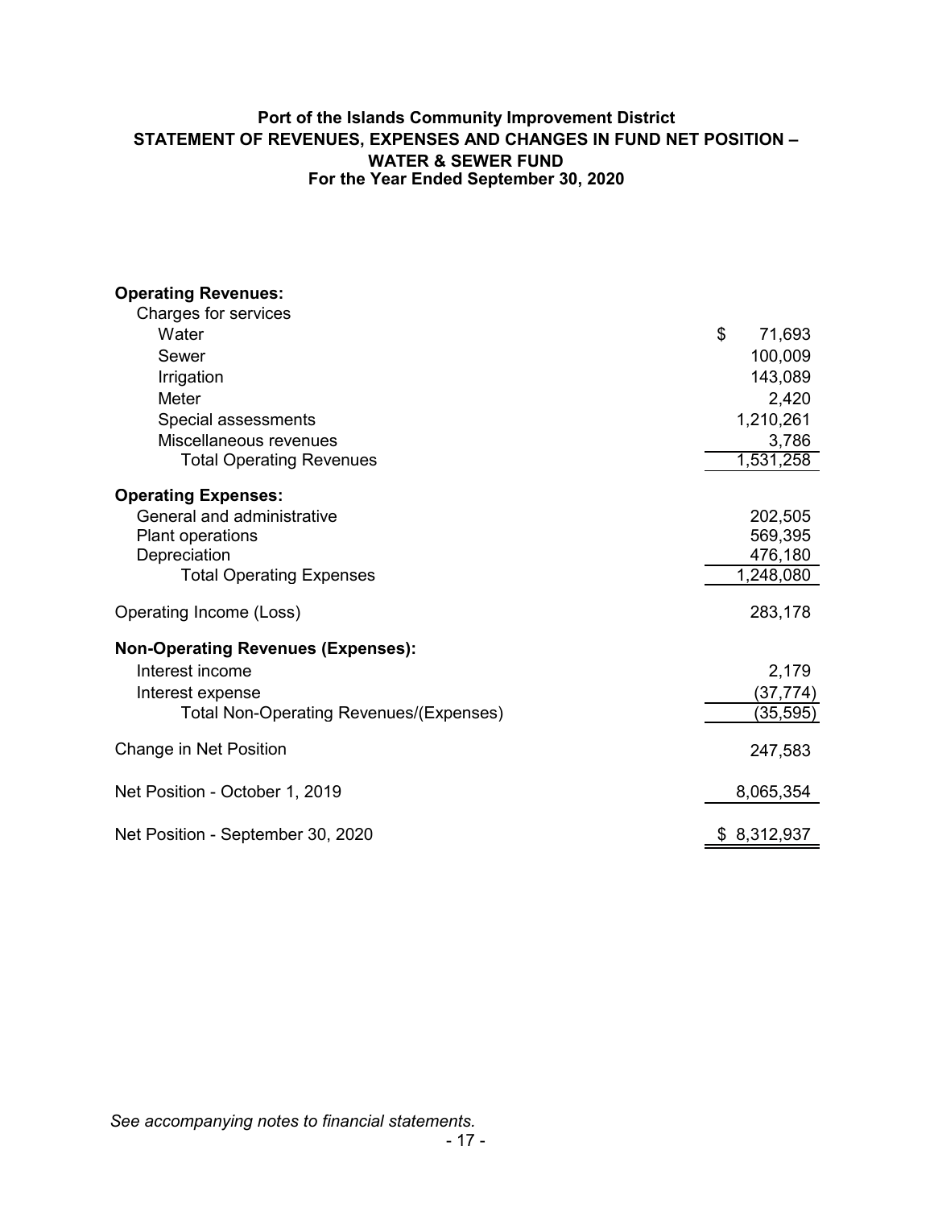# Port of the Islands Community Improvement District
## STATEMENT OF REVENUES, EXPENSES AND CHANGES IN FUND NET POSITION – WATER & SEWER FUND
### For the Year Ended September 30, 2020

| | |
|---|---|
| **Operating Revenues:** | |
| Charges for services | |
| Water | $ 71,693 |
| Sewer | 100,009 |
| Irrigation | 143,089 |
| Meter | 2,420 |
| Special assessments | 1,210,261 |
| Miscellaneous revenues | 3,786 |
| Total Operating Revenues | 1,531,258 |
| **Operating Expenses:** | |
| General and administrative | 202,505 |
| Plant operations | 569,395 |
| Depreciation | 476,180 |
| Total Operating Expenses | 1,248,080 |
| Operating Income (Loss) | 283,178 |
| **Non-Operating Revenues (Expenses):** | |
| Interest income | 2,179 |
| Interest expense | (37,774) |
| Total Non-Operating Revenues/(Expenses) | (35,595) |
| Change in Net Position | 247,583 |
| Net Position - October 1, 2019 | 8,065,354 |
| Net Position - September 30, 2020 | $ 8,312,937 |

*See accompanying notes to financial statements.*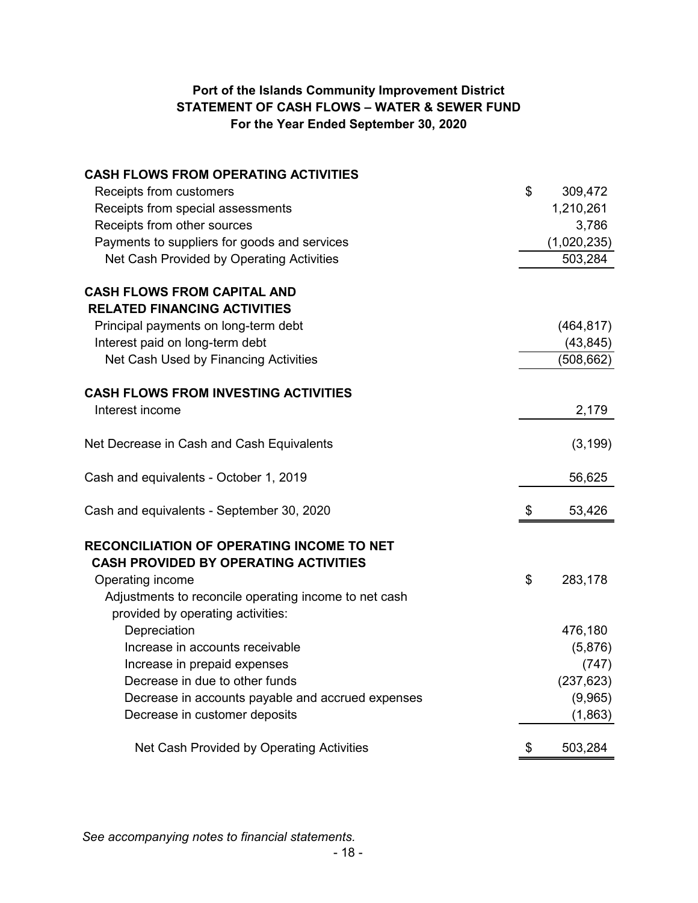## Port of the Islands Community Improvement District
## STATEMENT OF CASH FLOWS – WATER & SEWER FUND
### For the Year Ended September 30, 2020

| | |
|---|---|
| **CASH FLOWS FROM OPERATING ACTIVITIES** | |
| Receipts from customers | $ 309,472 |
| Receipts from special assessments | 1,210,261 |
| Receipts from other sources | 3,786 |
| Payments to suppliers for goods and services | (1,020,235) |
| Net Cash Provided by Operating Activities | 503,284 |
| **CASH FLOWS FROM CAPITAL AND RELATED FINANCING ACTIVITIES** | |
| Principal payments on long-term debt | (464,817) |
| Interest paid on long-term debt | (43,845) |
| Net Cash Used by Financing Activities | (508,662) |
| **CASH FLOWS FROM INVESTING ACTIVITIES** | |
| Interest income | 2,179 |
| Net Decrease in Cash and Cash Equivalents | (3,199) |
| Cash and equivalents - October 1, 2019 | 56,625 |
| Cash and equivalents - September 30, 2020 | $ 53,426 |
| **RECONCILIATION OF OPERATING INCOME TO NET CASH PROVIDED BY OPERATING ACTIVITIES** | |
| Operating income | $ 283,178 |
| Adjustments to reconcile operating income to net cash provided by operating activities: | |
| Depreciation | 476,180 |
| Increase in accounts receivable | (5,876) |
| Increase in prepaid expenses | (747) |
| Decrease in due to other funds | (237,623) |
| Decrease in accounts payable and accrued expenses | (9,965) |
| Decrease in customer deposits | (1,863) |
| Net Cash Provided by Operating Activities | $ 503,284 |

*See accompanying notes to financial statements.*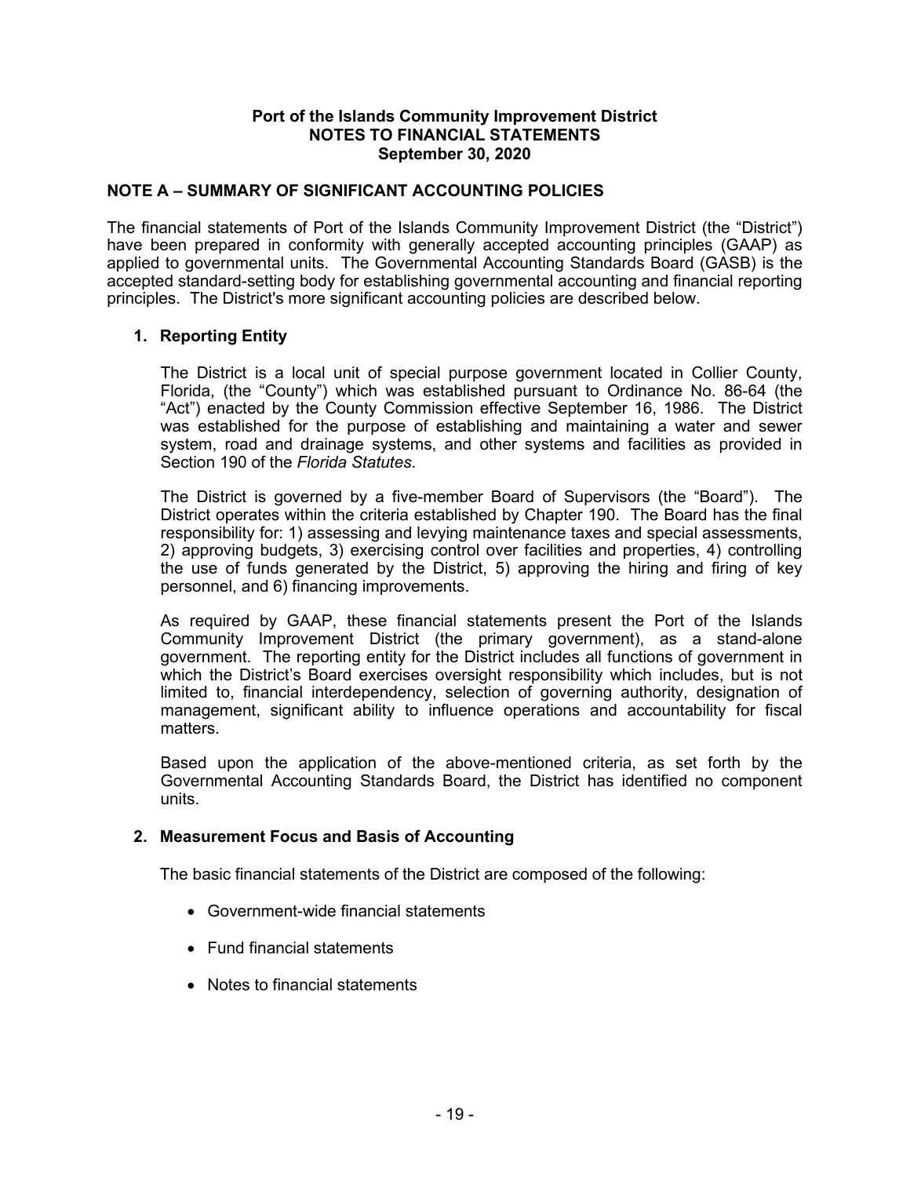**Port of the Islands Community Improvement District**
**NOTES TO FINANCIAL STATEMENTS**
**September 30, 2020**

## NOTE A – SUMMARY OF SIGNIFICANT ACCOUNTING POLICIES

The financial statements of Port of the Islands Community Improvement District (the "District") have been prepared in conformity with generally accepted accounting principles (GAAP) as applied to governmental units. The Governmental Accounting Standards Board (GASB) is the accepted standard-setting body for establishing governmental accounting and financial reporting principles. The District's more significant accounting policies are described below.

### 1. Reporting Entity

The District is a local unit of special purpose government located in Collier County, Florida, (the "County") which was established pursuant to Ordinance No. 86-64 (the "Act") enacted by the County Commission effective September 16, 1986. The District was established for the purpose of establishing and maintaining a water and sewer system, road and drainage systems, and other systems and facilities as provided in Section 190 of the *Florida Statutes*.

The District is governed by a five-member Board of Supervisors (the "Board"). The District operates within the criteria established by Chapter 190. The Board has the final responsibility for: 1) assessing and levying maintenance taxes and special assessments, 2) approving budgets, 3) exercising control over facilities and properties, 4) controlling the use of funds generated by the District, 5) approving the hiring and firing of key personnel, and 6) financing improvements.

As required by GAAP, these financial statements present the Port of the Islands Community Improvement District (the primary government), as a stand-alone government. The reporting entity for the District includes all functions of government in which the District's Board exercises oversight responsibility which includes, but is not limited to, financial interdependency, selection of governing authority, designation of management, significant ability to influence operations and accountability for fiscal matters.

Based upon the application of the above-mentioned criteria, as set forth by the Governmental Accounting Standards Board, the District has identified no component units.

### 2. Measurement Focus and Basis of Accounting

The basic financial statements of the District are composed of the following:

- Government-wide financial statements
- Fund financial statements
- Notes to financial statements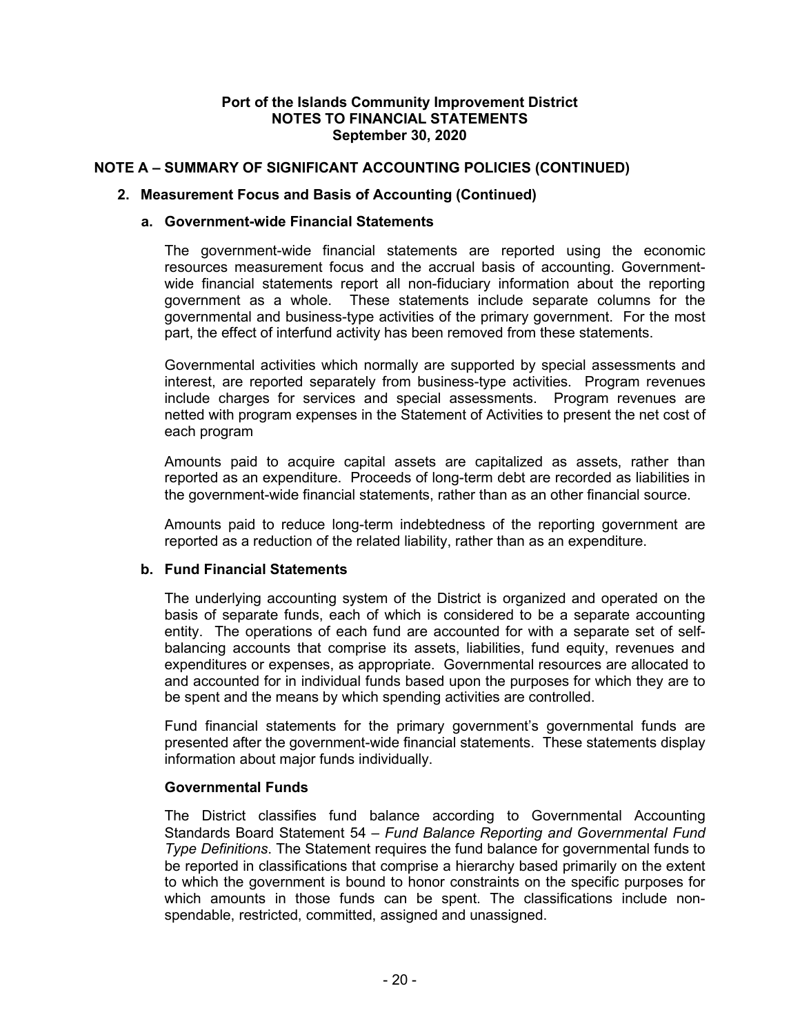**Port of the Islands Community Improvement District**
**NOTES TO FINANCIAL STATEMENTS**
**September 30, 2020**

## NOTE A – SUMMARY OF SIGNIFICANT ACCOUNTING POLICIES (CONTINUED)

### 2. Measurement Focus and Basis of Accounting (Continued)

#### a. Government-wide Financial Statements

The government-wide financial statements are reported using the economic resources measurement focus and the accrual basis of accounting. Government-wide financial statements report all non-fiduciary information about the reporting government as a whole. These statements include separate columns for the governmental and business-type activities of the primary government. For the most part, the effect of interfund activity has been removed from these statements.

Governmental activities which normally are supported by special assessments and interest, are reported separately from business-type activities. Program revenues include charges for services and special assessments. Program revenues are netted with program expenses in the Statement of Activities to present the net cost of each program

Amounts paid to acquire capital assets are capitalized as assets, rather than reported as an expenditure. Proceeds of long-term debt are recorded as liabilities in the government-wide financial statements, rather than as an other financial source.

Amounts paid to reduce long-term indebtedness of the reporting government are reported as a reduction of the related liability, rather than as an expenditure.

#### b. Fund Financial Statements

The underlying accounting system of the District is organized and operated on the basis of separate funds, each of which is considered to be a separate accounting entity. The operations of each fund are accounted for with a separate set of self-balancing accounts that comprise its assets, liabilities, fund equity, revenues and expenditures or expenses, as appropriate. Governmental resources are allocated to and accounted for in individual funds based upon the purposes for which they are to be spent and the means by which spending activities are controlled.

Fund financial statements for the primary government's governmental funds are presented after the government-wide financial statements. These statements display information about major funds individually.

**Governmental Funds**

The District classifies fund balance according to Governmental Accounting Standards Board Statement 54 – *Fund Balance Reporting and Governmental Fund Type Definitions*. The Statement requires the fund balance for governmental funds to be reported in classifications that comprise a hierarchy based primarily on the extent to which the government is bound to honor constraints on the specific purposes for which amounts in those funds can be spent. The classifications include non-spendable, restricted, committed, assigned and unassigned.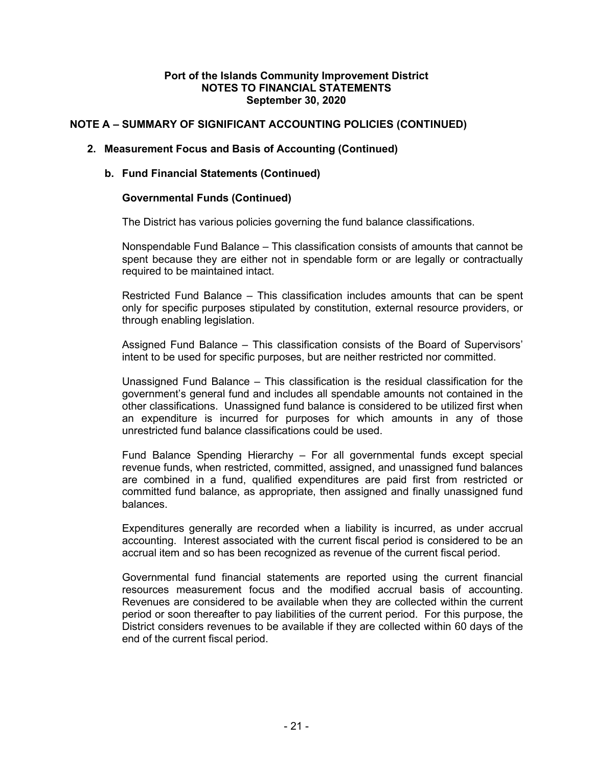**Port of the Islands Community Improvement District**
**NOTES TO FINANCIAL STATEMENTS**
**September 30, 2020**

## NOTE A – SUMMARY OF SIGNIFICANT ACCOUNTING POLICIES (CONTINUED)

### 2. Measurement Focus and Basis of Accounting (Continued)

#### b. Fund Financial Statements (Continued)

**Governmental Funds (Continued)**

The District has various policies governing the fund balance classifications.

Nonspendable Fund Balance – This classification consists of amounts that cannot be spent because they are either not in spendable form or are legally or contractually required to be maintained intact.

Restricted Fund Balance – This classification includes amounts that can be spent only for specific purposes stipulated by constitution, external resource providers, or through enabling legislation.

Assigned Fund Balance – This classification consists of the Board of Supervisors' intent to be used for specific purposes, but are neither restricted nor committed.

Unassigned Fund Balance – This classification is the residual classification for the government's general fund and includes all spendable amounts not contained in the other classifications. Unassigned fund balance is considered to be utilized first when an expenditure is incurred for purposes for which amounts in any of those unrestricted fund balance classifications could be used.

Fund Balance Spending Hierarchy – For all governmental funds except special revenue funds, when restricted, committed, assigned, and unassigned fund balances are combined in a fund, qualified expenditures are paid first from restricted or committed fund balance, as appropriate, then assigned and finally unassigned fund balances.

Expenditures generally are recorded when a liability is incurred, as under accrual accounting. Interest associated with the current fiscal period is considered to be an accrual item and so has been recognized as revenue of the current fiscal period.

Governmental fund financial statements are reported using the current financial resources measurement focus and the modified accrual basis of accounting. Revenues are considered to be available when they are collected within the current period or soon thereafter to pay liabilities of the current period. For this purpose, the District considers revenues to be available if they are collected within 60 days of the end of the current fiscal period.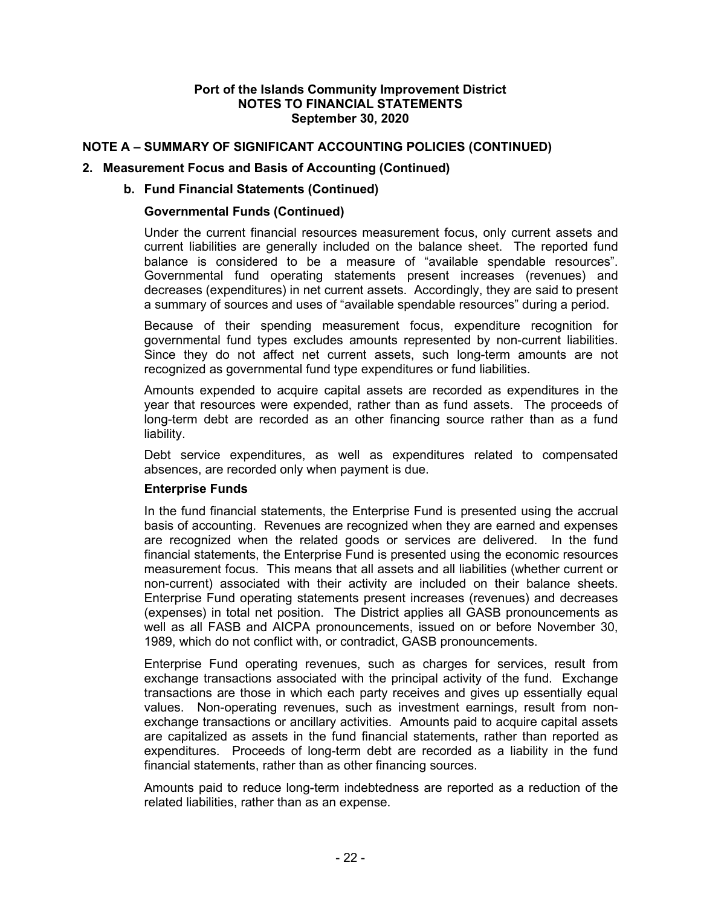**Port of the Islands Community Improvement District**
**NOTES TO FINANCIAL STATEMENTS**
**September 30, 2020**

## NOTE A – SUMMARY OF SIGNIFICANT ACCOUNTING POLICIES (CONTINUED)

### 2. Measurement Focus and Basis of Accounting (Continued)

#### b. Fund Financial Statements (Continued)

**Governmental Funds (Continued)**

Under the current financial resources measurement focus, only current assets and current liabilities are generally included on the balance sheet. The reported fund balance is considered to be a measure of "available spendable resources". Governmental fund operating statements present increases (revenues) and decreases (expenditures) in net current assets. Accordingly, they are said to present a summary of sources and uses of "available spendable resources" during a period.

Because of their spending measurement focus, expenditure recognition for governmental fund types excludes amounts represented by non-current liabilities. Since they do not affect net current assets, such long-term amounts are not recognized as governmental fund type expenditures or fund liabilities.

Amounts expended to acquire capital assets are recorded as expenditures in the year that resources were expended, rather than as fund assets. The proceeds of long-term debt are recorded as an other financing source rather than as a fund liability.

Debt service expenditures, as well as expenditures related to compensated absences, are recorded only when payment is due.

**Enterprise Funds**

In the fund financial statements, the Enterprise Fund is presented using the accrual basis of accounting. Revenues are recognized when they are earned and expenses are recognized when the related goods or services are delivered. In the fund financial statements, the Enterprise Fund is presented using the economic resources measurement focus. This means that all assets and all liabilities (whether current or non-current) associated with their activity are included on their balance sheets. Enterprise Fund operating statements present increases (revenues) and decreases (expenses) in total net position. The District applies all GASB pronouncements as well as all FASB and AICPA pronouncements, issued on or before November 30, 1989, which do not conflict with, or contradict, GASB pronouncements.

Enterprise Fund operating revenues, such as charges for services, result from exchange transactions associated with the principal activity of the fund. Exchange transactions are those in which each party receives and gives up essentially equal values. Non-operating revenues, such as investment earnings, result from non-exchange transactions or ancillary activities. Amounts paid to acquire capital assets are capitalized as assets in the fund financial statements, rather than reported as expenditures. Proceeds of long-term debt are recorded as a liability in the fund financial statements, rather than as other financing sources.

Amounts paid to reduce long-term indebtedness are reported as a reduction of the related liabilities, rather than as an expense.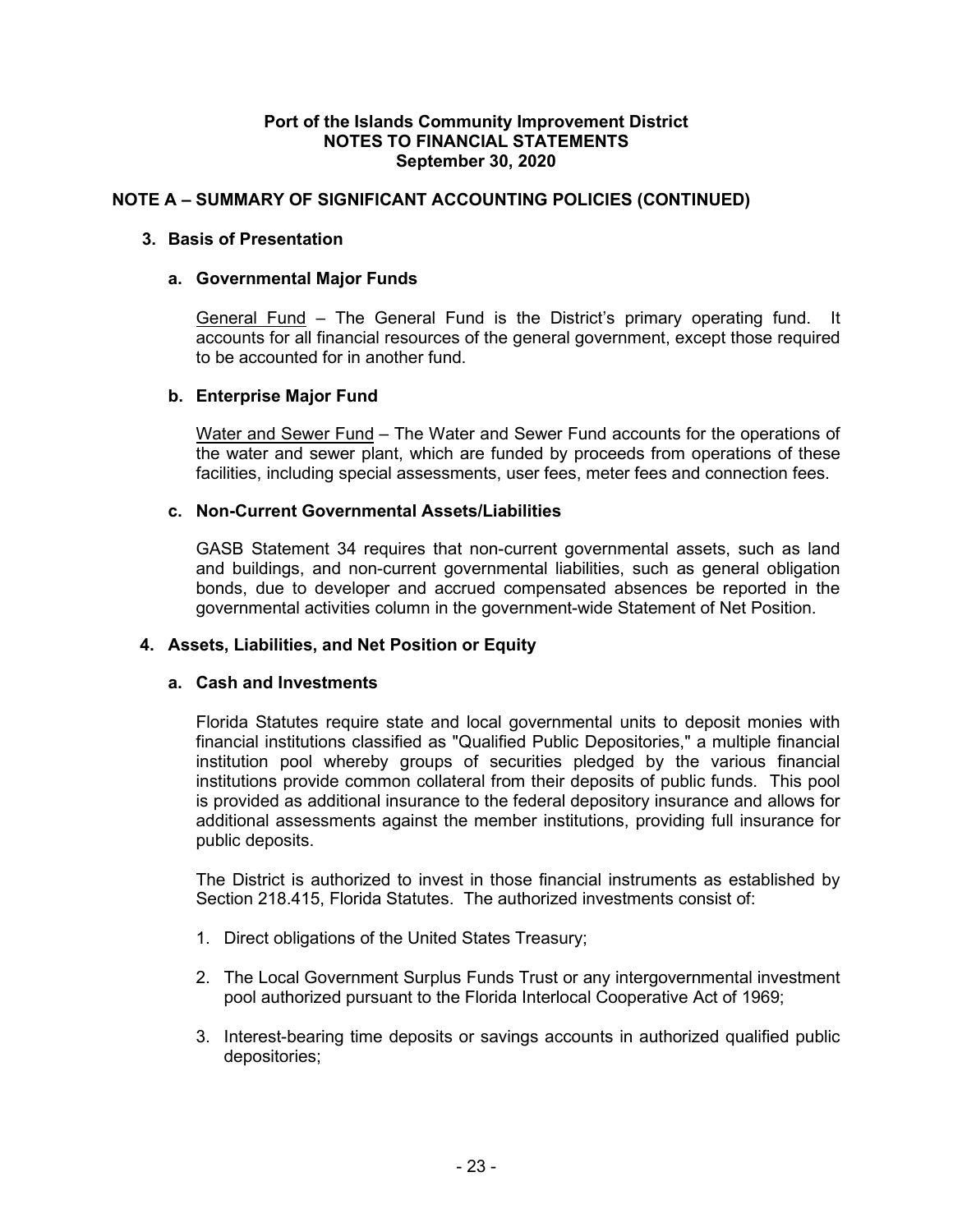**Port of the Islands Community Improvement District**
**NOTES TO FINANCIAL STATEMENTS**
**September 30, 2020**

## NOTE A – SUMMARY OF SIGNIFICANT ACCOUNTING POLICIES (CONTINUED)

### 3. Basis of Presentation

#### a. Governmental Major Funds

General Fund – The General Fund is the District's primary operating fund. It accounts for all financial resources of the general government, except those required to be accounted for in another fund.

#### b. Enterprise Major Fund

Water and Sewer Fund – The Water and Sewer Fund accounts for the operations of the water and sewer plant, which are funded by proceeds from operations of these facilities, including special assessments, user fees, meter fees and connection fees.

#### c. Non-Current Governmental Assets/Liabilities

GASB Statement 34 requires that non-current governmental assets, such as land and buildings, and non-current governmental liabilities, such as general obligation bonds, due to developer and accrued compensated absences be reported in the governmental activities column in the government-wide Statement of Net Position.

### 4. Assets, Liabilities, and Net Position or Equity

#### a. Cash and Investments

Florida Statutes require state and local governmental units to deposit monies with financial institutions classified as "Qualified Public Depositories," a multiple financial institution pool whereby groups of securities pledged by the various financial institutions provide common collateral from their deposits of public funds. This pool is provided as additional insurance to the federal depository insurance and allows for additional assessments against the member institutions, providing full insurance for public deposits.

The District is authorized to invest in those financial instruments as established by Section 218.415, Florida Statutes. The authorized investments consist of:

1. Direct obligations of the United States Treasury;
2. The Local Government Surplus Funds Trust or any intergovernmental investment pool authorized pursuant to the Florida Interlocal Cooperative Act of 1969;
3. Interest-bearing time deposits or savings accounts in authorized qualified public depositories;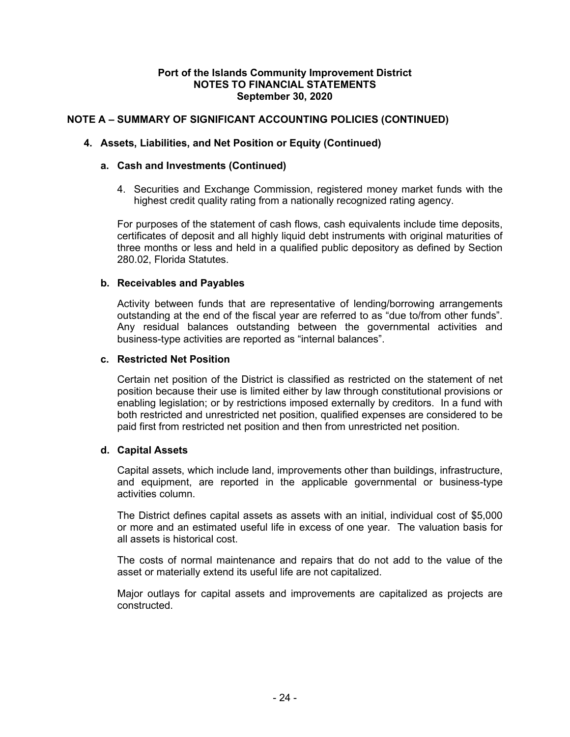**Port of the Islands Community Improvement District**
**NOTES TO FINANCIAL STATEMENTS**
**September 30, 2020**

## NOTE A – SUMMARY OF SIGNIFICANT ACCOUNTING POLICIES (CONTINUED)

### 4. Assets, Liabilities, and Net Position or Equity (Continued)

#### a. Cash and Investments (Continued)

4. Securities and Exchange Commission, registered money market funds with the highest credit quality rating from a nationally recognized rating agency.

For purposes of the statement of cash flows, cash equivalents include time deposits, certificates of deposit and all highly liquid debt instruments with original maturities of three months or less and held in a qualified public depository as defined by Section 280.02, Florida Statutes.

#### b. Receivables and Payables

Activity between funds that are representative of lending/borrowing arrangements outstanding at the end of the fiscal year are referred to as "due to/from other funds". Any residual balances outstanding between the governmental activities and business-type activities are reported as "internal balances".

#### c. Restricted Net Position

Certain net position of the District is classified as restricted on the statement of net position because their use is limited either by law through constitutional provisions or enabling legislation; or by restrictions imposed externally by creditors. In a fund with both restricted and unrestricted net position, qualified expenses are considered to be paid first from restricted net position and then from unrestricted net position.

#### d. Capital Assets

Capital assets, which include land, improvements other than buildings, infrastructure, and equipment, are reported in the applicable governmental or business-type activities column.

The District defines capital assets as assets with an initial, individual cost of $5,000 or more and an estimated useful life in excess of one year. The valuation basis for all assets is historical cost.

The costs of normal maintenance and repairs that do not add to the value of the asset or materially extend its useful life are not capitalized.

Major outlays for capital assets and improvements are capitalized as projects are constructed.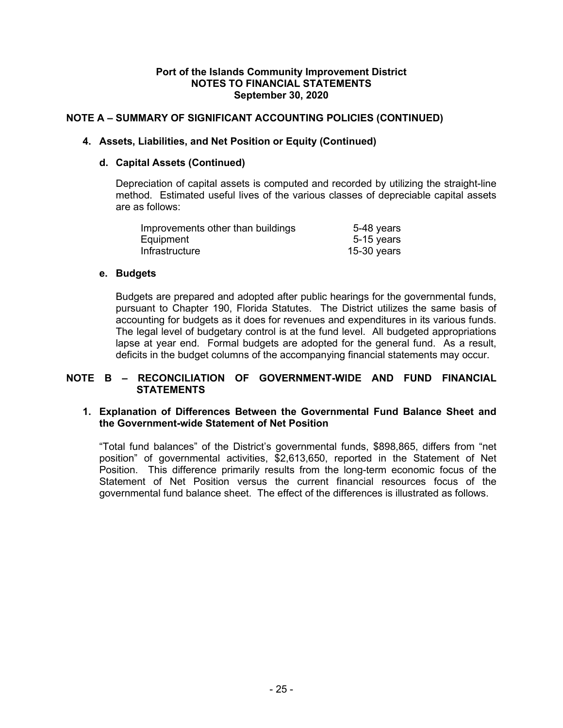**Port of the Islands Community Improvement District**
**NOTES TO FINANCIAL STATEMENTS**
**September 30, 2020**

## NOTE A – SUMMARY OF SIGNIFICANT ACCOUNTING POLICIES (CONTINUED)

### 4. Assets, Liabilities, and Net Position or Equity (Continued)

#### d. Capital Assets (Continued)

Depreciation of capital assets is computed and recorded by utilizing the straight-line method. Estimated useful lives of the various classes of depreciable capital assets are as follows:

| | |
|---|---|
| Improvements other than buildings | 5-48 years |
| Equipment | 5-15 years |
| Infrastructure | 15-30 years |

#### e. Budgets

Budgets are prepared and adopted after public hearings for the governmental funds, pursuant to Chapter 190, Florida Statutes. The District utilizes the same basis of accounting for budgets as it does for revenues and expenditures in its various funds. The legal level of budgetary control is at the fund level. All budgeted appropriations lapse at year end. Formal budgets are adopted for the general fund. As a result, deficits in the budget columns of the accompanying financial statements may occur.

## NOTE B – RECONCILIATION OF GOVERNMENT-WIDE AND FUND FINANCIAL STATEMENTS

### 1. Explanation of Differences Between the Governmental Fund Balance Sheet and the Government-wide Statement of Net Position

"Total fund balances" of the District's governmental funds, $898,865, differs from "net position" of governmental activities, $2,613,650, reported in the Statement of Net Position. This difference primarily results from the long-term economic focus of the Statement of Net Position versus the current financial resources focus of the governmental fund balance sheet. The effect of the differences is illustrated as follows.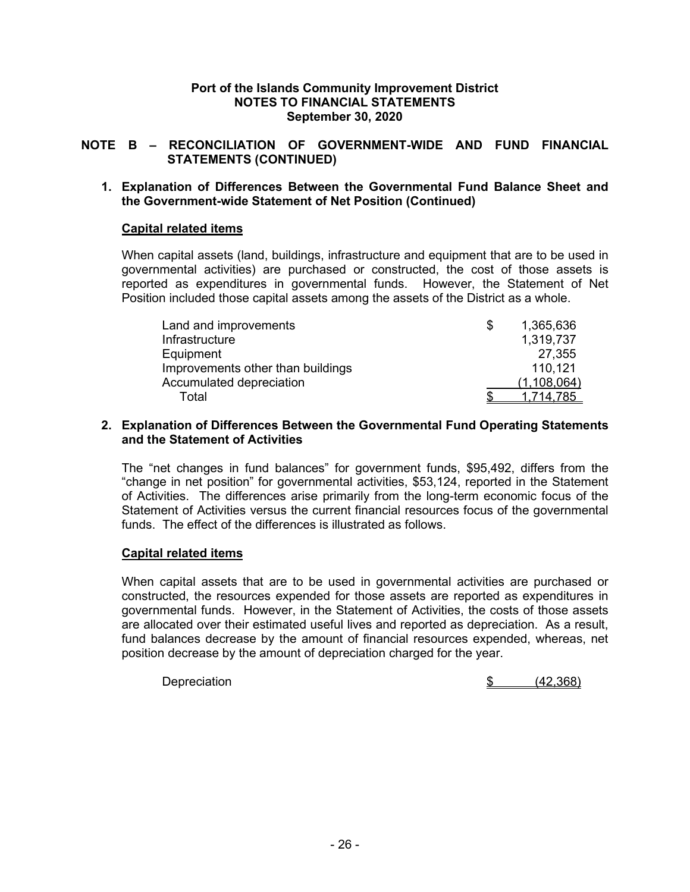Port of the Islands Community Improvement District
**NOTES TO FINANCIAL STATEMENTS**
**September 30, 2020**

## NOTE B – RECONCILIATION OF GOVERNMENT-WIDE AND FUND FINANCIAL STATEMENTS (CONTINUED)

### 1. Explanation of Differences Between the Governmental Fund Balance Sheet and the Government-wide Statement of Net Position (Continued)

**Capital related items**

When capital assets (land, buildings, infrastructure and equipment that are to be used in governmental activities) are purchased or constructed, the cost of those assets is reported as expenditures in governmental funds. However, the Statement of Net Position included those capital assets among the assets of the District as a whole.

| | |
|---|---|
| Land and improvements | $ 1,365,636 |
| Infrastructure | 1,319,737 |
| Equipment | 27,355 |
| Improvements other than buildings | 110,121 |
| Accumulated depreciation | (1,108,064) |
| Total | $ 1,714,785 |

### 2. Explanation of Differences Between the Governmental Fund Operating Statements and the Statement of Activities

The "net changes in fund balances" for government funds, $95,492, differs from the "change in net position" for governmental activities, $53,124, reported in the Statement of Activities. The differences arise primarily from the long-term economic focus of the Statement of Activities versus the current financial resources focus of the governmental funds. The effect of the differences is illustrated as follows.

**Capital related items**

When capital assets that are to be used in governmental activities are purchased or constructed, the resources expended for those assets are reported as expenditures in governmental funds. However, in the Statement of Activities, the costs of those assets are allocated over their estimated useful lives and reported as depreciation. As a result, fund balances decrease by the amount of financial resources expended, whereas, net position decrease by the amount of depreciation charged for the year.

| | |
|---|---|
| Depreciation | $ (42,368) |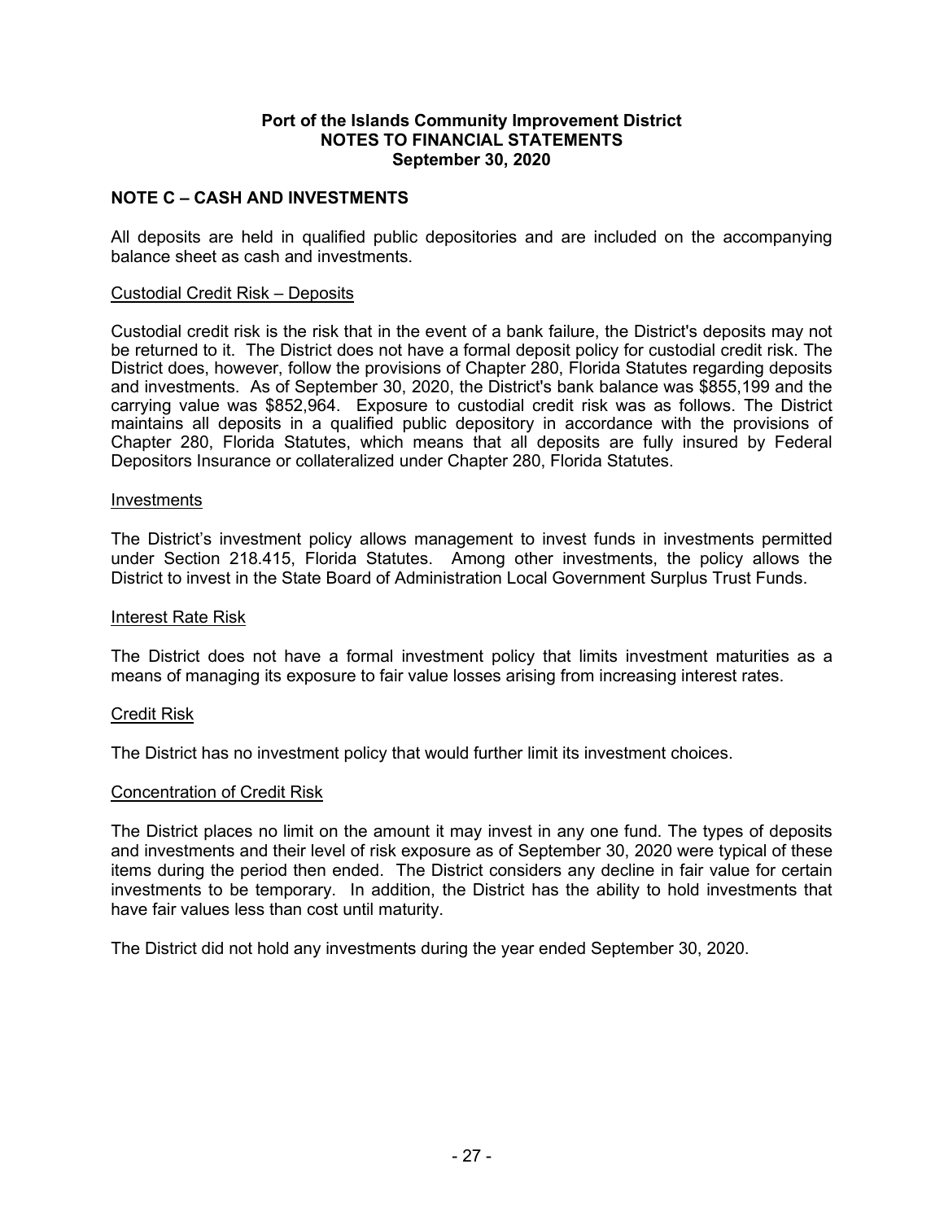**Port of the Islands Community Improvement District**
**NOTES TO FINANCIAL STATEMENTS**
**September 30, 2020**

## NOTE C – CASH AND INVESTMENTS

All deposits are held in qualified public depositories and are included on the accompanying balance sheet as cash and investments.

### Custodial Credit Risk – Deposits

Custodial credit risk is the risk that in the event of a bank failure, the District's deposits may not be returned to it. The District does not have a formal deposit policy for custodial credit risk. The District does, however, follow the provisions of Chapter 280, Florida Statutes regarding deposits and investments. As of September 30, 2020, the District's bank balance was $855,199 and the carrying value was $852,964. Exposure to custodial credit risk was as follows. The District maintains all deposits in a qualified public depository in accordance with the provisions of Chapter 280, Florida Statutes, which means that all deposits are fully insured by Federal Depositors Insurance or collateralized under Chapter 280, Florida Statutes.

### Investments

The District's investment policy allows management to invest funds in investments permitted under Section 218.415, Florida Statutes. Among other investments, the policy allows the District to invest in the State Board of Administration Local Government Surplus Trust Funds.

### Interest Rate Risk

The District does not have a formal investment policy that limits investment maturities as a means of managing its exposure to fair value losses arising from increasing interest rates.

### Credit Risk

The District has no investment policy that would further limit its investment choices.

### Concentration of Credit Risk

The District places no limit on the amount it may invest in any one fund. The types of deposits and investments and their level of risk exposure as of September 30, 2020 were typical of these items during the period then ended. The District considers any decline in fair value for certain investments to be temporary. In addition, the District has the ability to hold investments that have fair values less than cost until maturity.

The District did not hold any investments during the year ended September 30, 2020.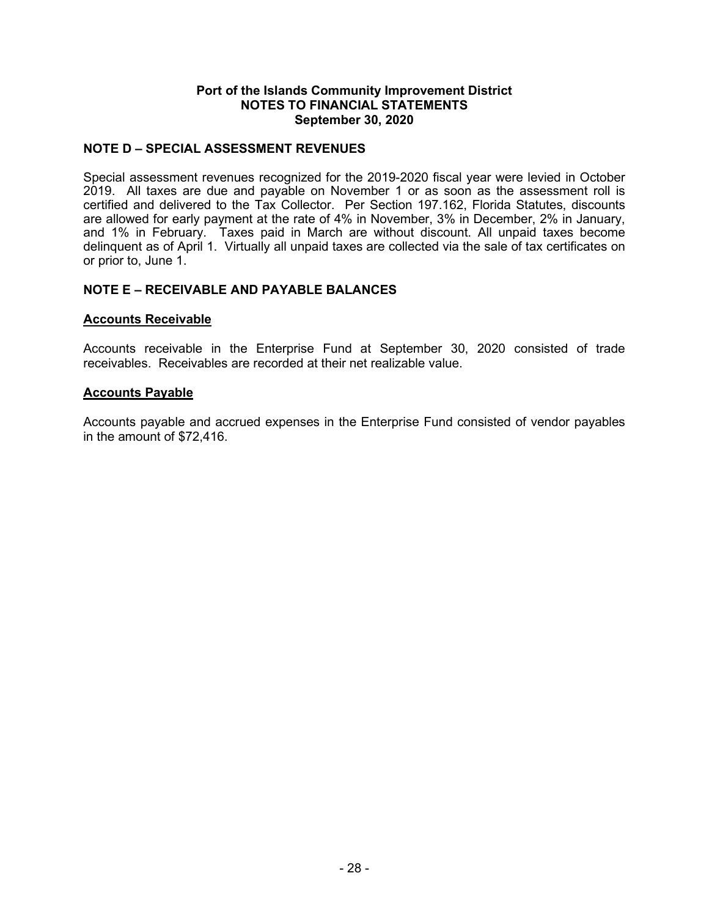**Port of the Islands Community Improvement District**
**NOTES TO FINANCIAL STATEMENTS**
**September 30, 2020**

## NOTE D – SPECIAL ASSESSMENT REVENUES

Special assessment revenues recognized for the 2019-2020 fiscal year were levied in October 2019. All taxes are due and payable on November 1 or as soon as the assessment roll is certified and delivered to the Tax Collector. Per Section 197.162, Florida Statutes, discounts are allowed for early payment at the rate of 4% in November, 3% in December, 2% in January, and 1% in February. Taxes paid in March are without discount. All unpaid taxes become delinquent as of April 1. Virtually all unpaid taxes are collected via the sale of tax certificates on or prior to, June 1.

## NOTE E – RECEIVABLE AND PAYABLE BALANCES

### Accounts Receivable

Accounts receivable in the Enterprise Fund at September 30, 2020 consisted of trade receivables. Receivables are recorded at their net realizable value.

### Accounts Payable

Accounts payable and accrued expenses in the Enterprise Fund consisted of vendor payables in the amount of $72,416.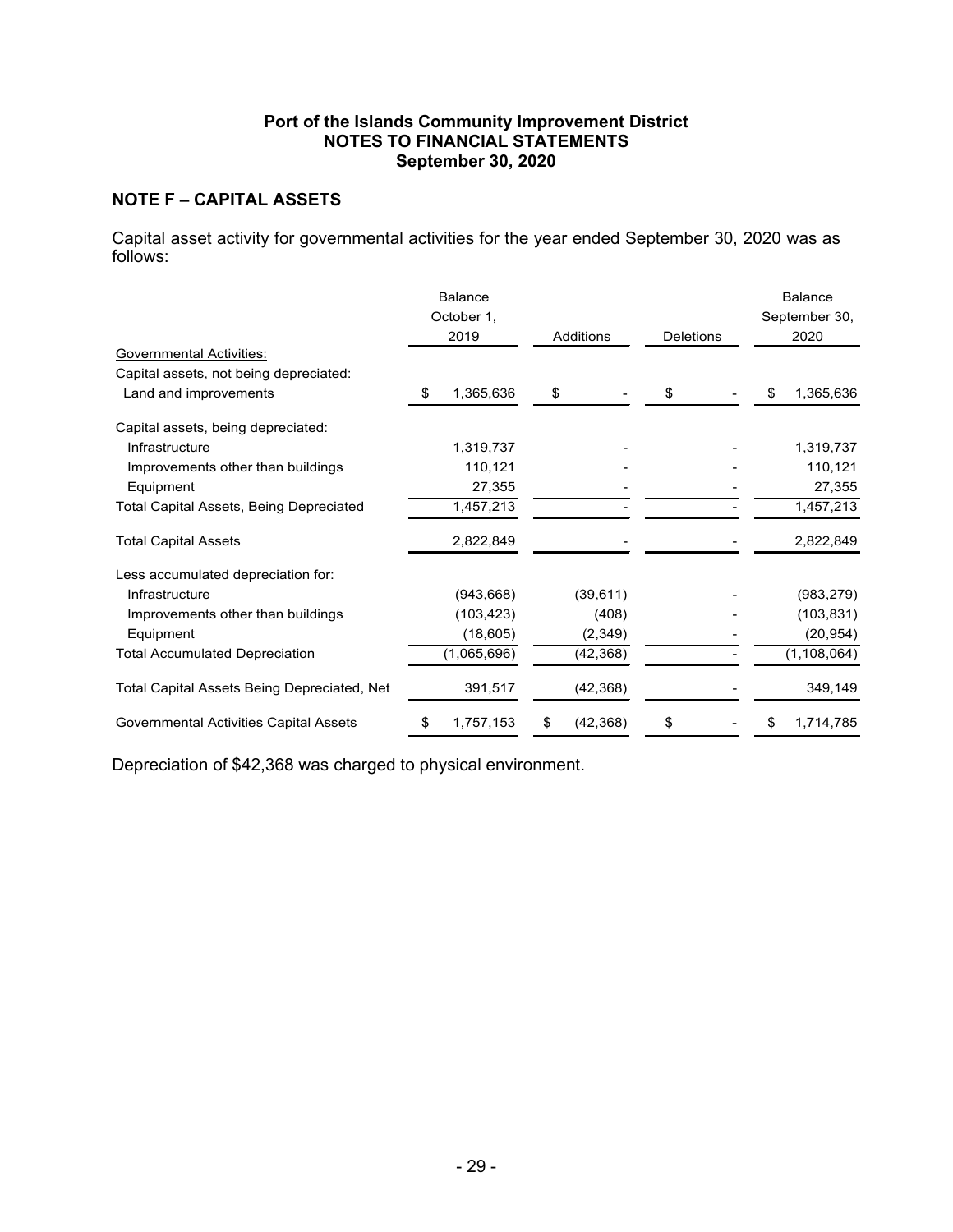**Port of the Islands Community Improvement District**
**NOTES TO FINANCIAL STATEMENTS**
**September 30, 2020**

## NOTE F – CAPITAL ASSETS

Capital asset activity for governmental activities for the year ended September 30, 2020 was as follows:

| | Balance October 1, 2019 | Additions | Deletions | Balance September 30, 2020 |
|---|---|---|---|---|
| Governmental Activities: | | | | |
| Capital assets, not being depreciated: | | | | |
| Land and improvements | $ 1,365,636 | $ - | $ - | $ 1,365,636 |
| Capital assets, being depreciated: | | | | |
| Infrastructure | 1,319,737 | - | - | 1,319,737 |
| Improvements other than buildings | 110,121 | - | - | 110,121 |
| Equipment | 27,355 | - | - | 27,355 |
| Total Capital Assets, Being Depreciated | 1,457,213 | - | - | 1,457,213 |
| Total Capital Assets | 2,822,849 | - | - | 2,822,849 |
| Less accumulated depreciation for: | | | | |
| Infrastructure | (943,668) | (39,611) | - | (983,279) |
| Improvements other than buildings | (103,423) | (408) | - | (103,831) |
| Equipment | (18,605) | (2,349) | - | (20,954) |
| Total Accumulated Depreciation | (1,065,696) | (42,368) | - | (1,108,064) |
| Total Capital Assets Being Depreciated, Net | 391,517 | (42,368) | - | 349,149 |
| Governmental Activities Capital Assets | $ 1,757,153 | $ (42,368) | $ - | $ 1,714,785 |

Depreciation of $42,368 was charged to physical environment.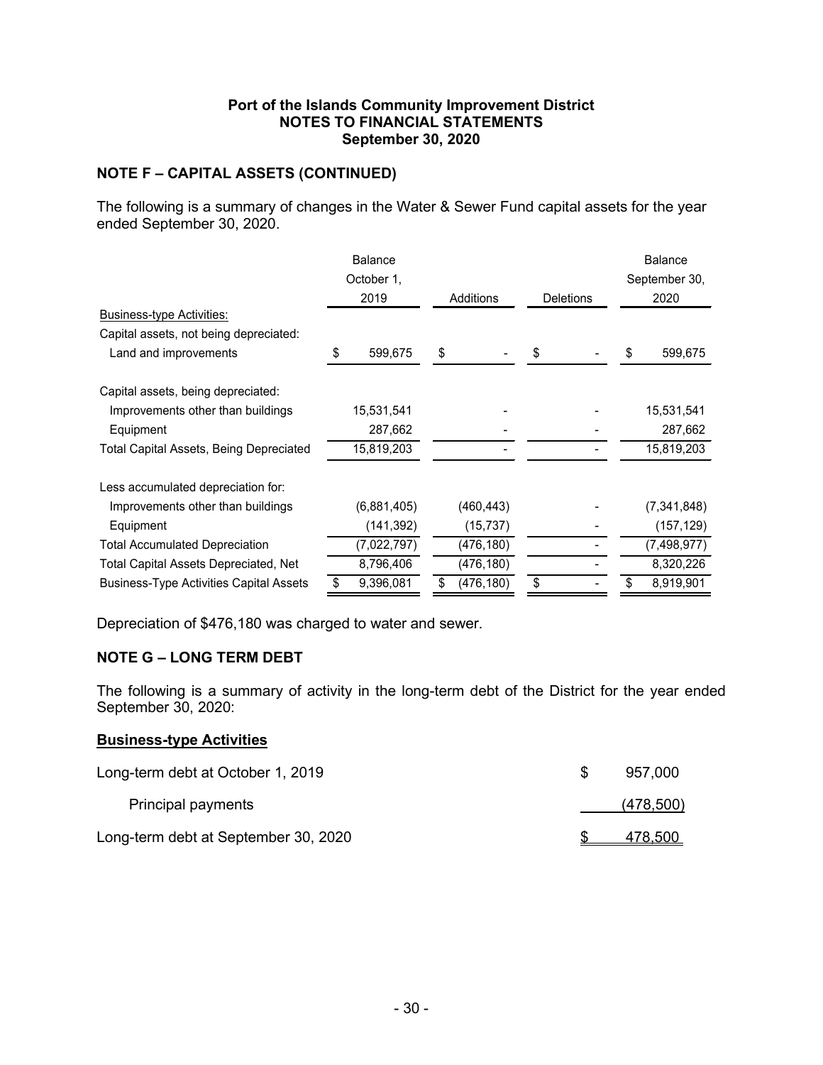## NOTE F – CAPITAL ASSETS (CONTINUED)

The following is a summary of changes in the Water & Sewer Fund capital assets for the year ended September 30, 2020.

| | Balance October 1, 2019 | Additions | Deletions | Balance September 30, 2020 |
|---|---|---|---|---|
| **Business-type Activities:** | | | | |
| Capital assets, not being depreciated: | | | | |
| Land and improvements | $ 599,675 | $ - | $ - | $ 599,675 |
| Capital assets, being depreciated: | | | | |
| Improvements other than buildings | 15,531,541 | - | - | 15,531,541 |
| Equipment | 287,662 | - | - | 287,662 |
| Total Capital Assets, Being Depreciated | 15,819,203 | - | - | 15,819,203 |
| Less accumulated depreciation for: | | | | |
| Improvements other than buildings | (6,881,405) | (460,443) | - | (7,341,848) |
| Equipment | (141,392) | (15,737) | - | (157,129) |
| Total Accumulated Depreciation | (7,022,797) | (476,180) | - | (7,498,977) |
| Total Capital Assets Depreciated, Net | 8,796,406 | (476,180) | - | 8,320,226 |
| Business-Type Activities Capital Assets | $ 9,396,081 | $ (476,180) | $ - | $ 8,919,901 |

Depreciation of $476,180 was charged to water and sewer.

## NOTE G – LONG TERM DEBT

The following is a summary of activity in the long-term debt of the District for the year ended September 30, 2020:

**Business-type Activities**

| | |
|---|---|
| Long-term debt at October 1, 2019 | $ 957,000 |
| Principal payments | (478,500) |
| Long-term debt at September 30, 2020 | $ 478,500 |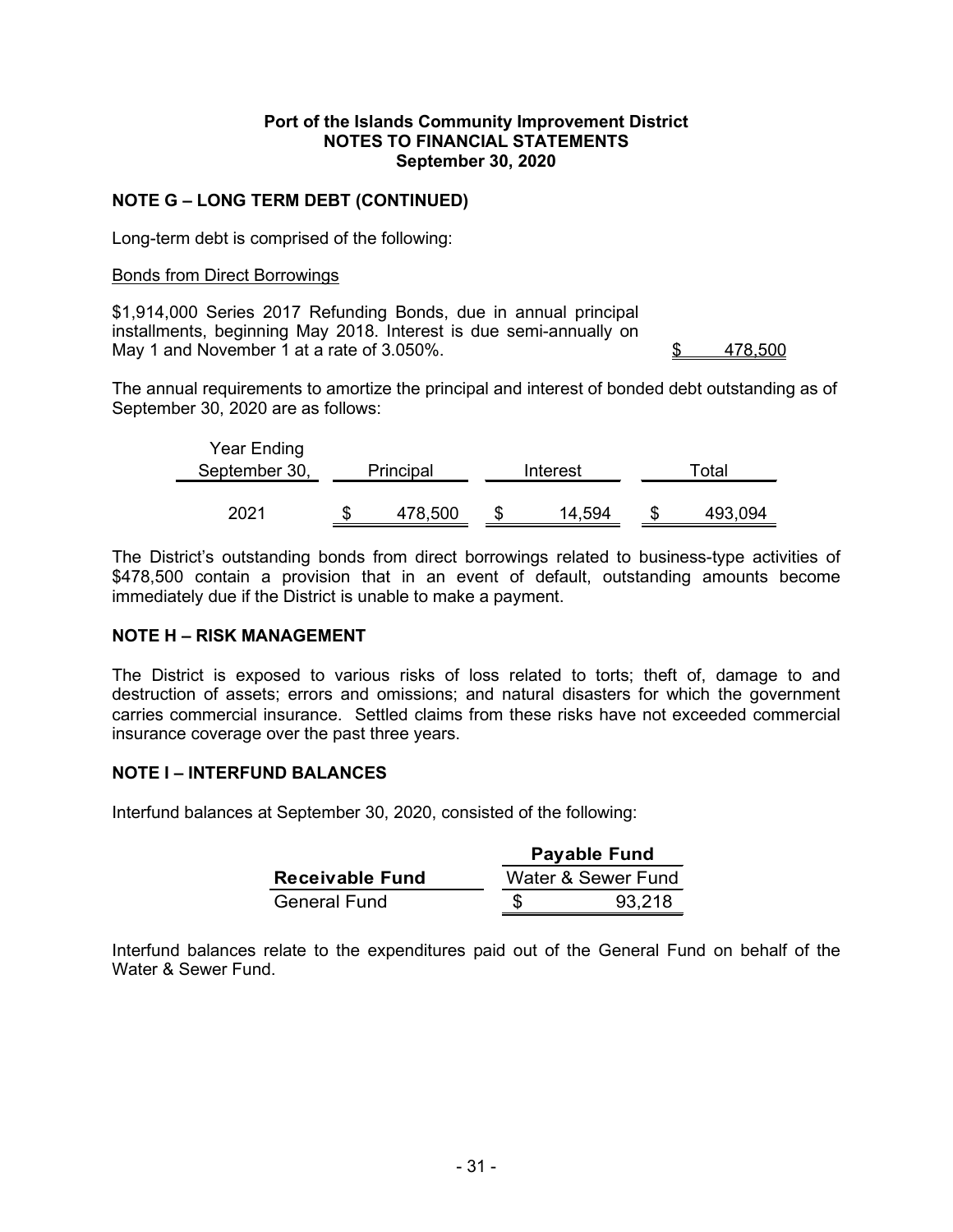**Port of the Islands Community Improvement District**
**NOTES TO FINANCIAL STATEMENTS**
**September 30, 2020**

## NOTE G – LONG TERM DEBT (CONTINUED)

Long-term debt is comprised of the following:

Bonds from Direct Borrowings

| | |
|---|---|
| $1,914,000 Series 2017 Refunding Bonds, due in annual principal installments, beginning May 2018. Interest is due semi-annually on May 1 and November 1 at a rate of 3.050%. | $ 478,500 |

The annual requirements to amortize the principal and interest of bonded debt outstanding as of September 30, 2020 are as follows:

| Year Ending September 30, | Principal | Interest | Total |
|---|---|---|---|
| 2021 | $ 478,500 | $ 14,594 | $ 493,094 |

The District's outstanding bonds from direct borrowings related to business-type activities of $478,500 contain a provision that in an event of default, outstanding amounts become immediately due if the District is unable to make a payment.

## NOTE H – RISK MANAGEMENT

The District is exposed to various risks of loss related to torts; theft of, damage to and destruction of assets; errors and omissions; and natural disasters for which the government carries commercial insurance. Settled claims from these risks have not exceeded commercial insurance coverage over the past three years.

## NOTE I – INTERFUND BALANCES

Interfund balances at September 30, 2020, consisted of the following:

| | Payable Fund |
|---|---|
| **Receivable Fund** | Water & Sewer Fund |
| General Fund | $ 93,218 |

Interfund balances relate to the expenditures paid out of the General Fund on behalf of the Water & Sewer Fund.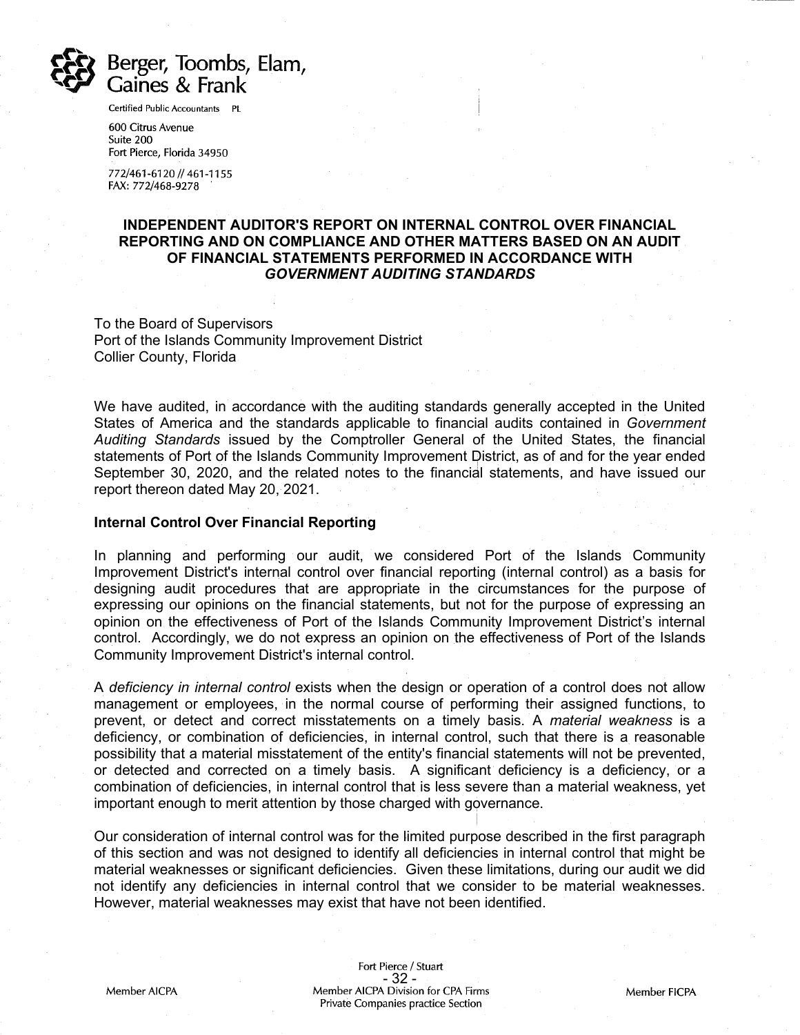**Berger, Toombs, Elam, Gaines & Frank**

Certified Public Accountants PL

600 Citrus Avenue
Suite 200
Fort Pierce, Florida 34950

772/461-6120 // 461-1155
FAX: 772/468-9278

## INDEPENDENT AUDITOR'S REPORT ON INTERNAL CONTROL OVER FINANCIAL REPORTING AND ON COMPLIANCE AND OTHER MATTERS BASED ON AN AUDIT OF FINANCIAL STATEMENTS PERFORMED IN ACCORDANCE WITH *GOVERNMENT AUDITING STANDARDS*

To the Board of Supervisors
Port of the Islands Community Improvement District
Collier County, Florida

We have audited, in accordance with the auditing standards generally accepted in the United States of America and the standards applicable to financial audits contained in *Government Auditing Standards* issued by the Comptroller General of the United States, the financial statements of Port of the Islands Community Improvement District, as of and for the year ended September 30, 2020, and the related notes to the financial statements, and have issued our report thereon dated May 20, 2021.

### Internal Control Over Financial Reporting

In planning and performing our audit, we considered Port of the Islands Community Improvement District's internal control over financial reporting (internal control) as a basis for designing audit procedures that are appropriate in the circumstances for the purpose of expressing our opinions on the financial statements, but not for the purpose of expressing an opinion on the effectiveness of Port of the Islands Community Improvement District's internal control. Accordingly, we do not express an opinion on the effectiveness of Port of the Islands Community Improvement District's internal control.

A *deficiency in internal control* exists when the design or operation of a control does not allow management or employees, in the normal course of performing their assigned functions, to prevent, or detect and correct misstatements on a timely basis. A *material weakness* is a deficiency, or combination of deficiencies, in internal control, such that there is a reasonable possibility that a material misstatement of the entity's financial statements will not be prevented, or detected and corrected on a timely basis. A significant deficiency is a deficiency, or a combination of deficiencies, in internal control that is less severe than a material weakness, yet important enough to merit attention by those charged with governance.

Our consideration of internal control was for the limited purpose described in the first paragraph of this section and was not designed to identify all deficiencies in internal control that might be material weaknesses or significant deficiencies. Given these limitations, during our audit we did not identify any deficiencies in internal control that we consider to be material weaknesses. However, material weaknesses may exist that have not been identified.

Member AICPA

Fort Pierce / Stuart

Member AICPA Division for CPA Firms
Private Companies practice Section

Member FICPA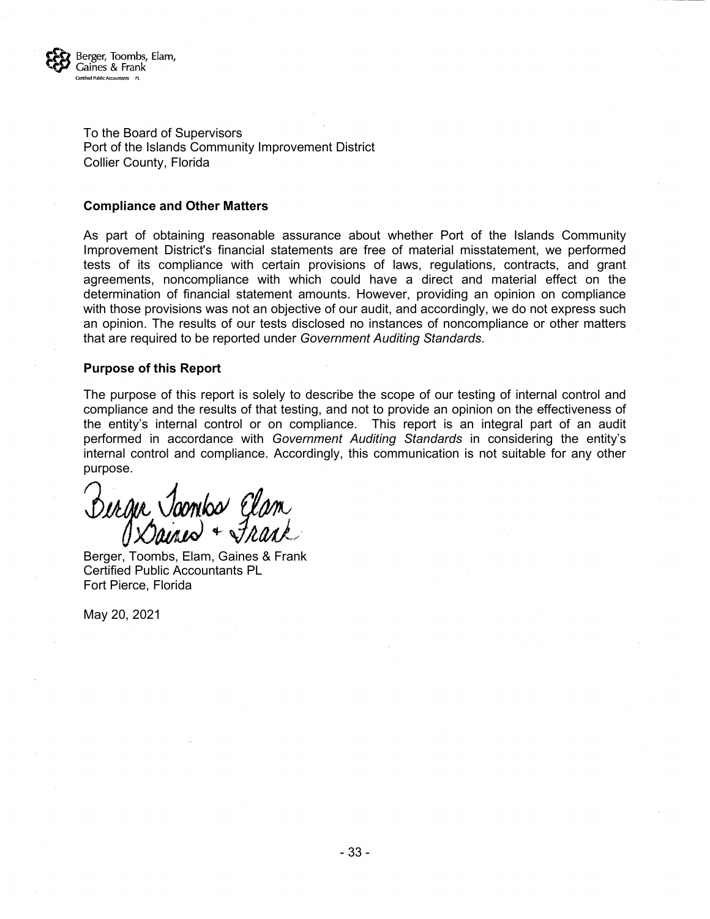Berger, Toombs, Elam, Gaines & Frank
Certified Public Accountants PL

To the Board of Supervisors
Port of the Islands Community Improvement District
Collier County, Florida

**Compliance and Other Matters**

As part of obtaining reasonable assurance about whether Port of the Islands Community Improvement District's financial statements are free of material misstatement, we performed tests of its compliance with certain provisions of laws, regulations, contracts, and grant agreements, noncompliance with which could have a direct and material effect on the determination of financial statement amounts. However, providing an opinion on compliance with those provisions was not an objective of our audit, and accordingly, we do not express such an opinion. The results of our tests disclosed no instances of noncompliance or other matters that are required to be reported under *Government Auditing Standards*.

**Purpose of this Report**

The purpose of this report is solely to describe the scope of our testing of internal control and compliance and the results of that testing, and not to provide an opinion on the effectiveness of the entity's internal control or on compliance. This report is an integral part of an audit performed in accordance with *Government Auditing Standards* in considering the entity's internal control and compliance. Accordingly, this communication is not suitable for any other purpose.

Berger Toombs Elam Gaines + Frank

Berger, Toombs, Elam, Gaines & Frank
Certified Public Accountants PL
Fort Pierce, Florida

May 20, 2021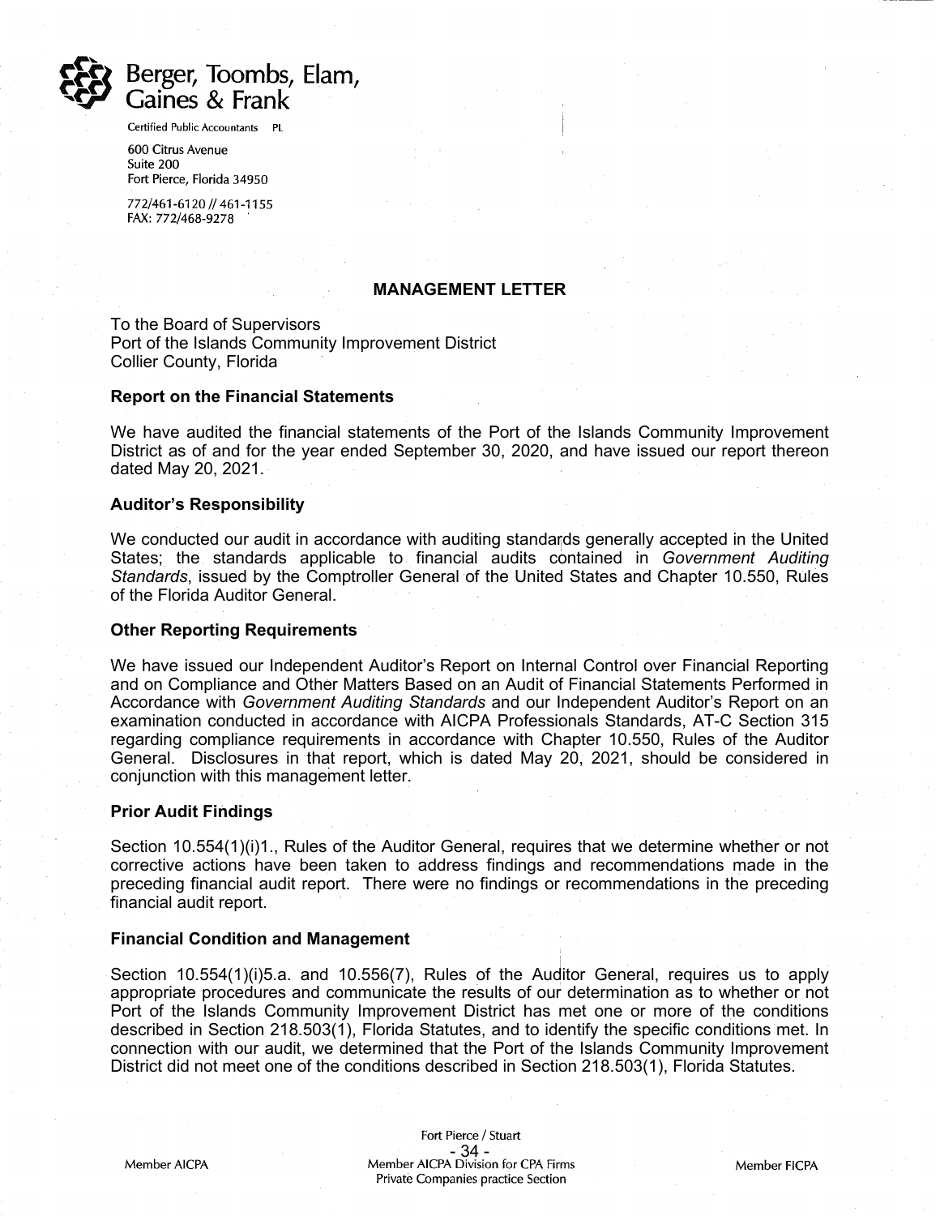Berger, Toombs, Elam, Gaines & Frank

Certified Public Accountants PL

600 Citrus Avenue
Suite 200
Fort Pierce, Florida 34950

772/461-6120 // 461-1155
FAX: 772/468-9278

## MANAGEMENT LETTER

To the Board of Supervisors
Port of the Islands Community Improvement District
Collier County, Florida

**Report on the Financial Statements**

We have audited the financial statements of the Port of the Islands Community Improvement District as of and for the year ended September 30, 2020, and have issued our report thereon dated May 20, 2021.

**Auditor's Responsibility**

We conducted our audit in accordance with auditing standards generally accepted in the United States; the standards applicable to financial audits contained in *Government Auditing Standards*, issued by the Comptroller General of the United States and Chapter 10.550, Rules of the Florida Auditor General.

**Other Reporting Requirements**

We have issued our Independent Auditor's Report on Internal Control over Financial Reporting and on Compliance and Other Matters Based on an Audit of Financial Statements Performed in Accordance with *Government Auditing Standards* and our Independent Auditor's Report on an examination conducted in accordance with AICPA Professionals Standards, AT-C Section 315 regarding compliance requirements in accordance with Chapter 10.550, Rules of the Auditor General. Disclosures in that report, which is dated May 20, 2021, should be considered in conjunction with this management letter.

**Prior Audit Findings**

Section 10.554(1)(i)1., Rules of the Auditor General, requires that we determine whether or not corrective actions have been taken to address findings and recommendations made in the preceding financial audit report. There were no findings or recommendations in the preceding financial audit report.

**Financial Condition and Management**

Section 10.554(1)(i)5.a. and 10.556(7), Rules of the Auditor General, requires us to apply appropriate procedures and communicate the results of our determination as to whether or not Port of the Islands Community Improvement District has met one or more of the conditions described in Section 218.503(1), Florida Statutes, and to identify the specific conditions met. In connection with our audit, we determined that the Port of the Islands Community Improvement District did not meet one of the conditions described in Section 218.503(1), Florida Statutes.

Fort Pierce / Stuart

Member AICPA | Member AICPA Division for CPA Firms Private Companies practice Section | Member FICPA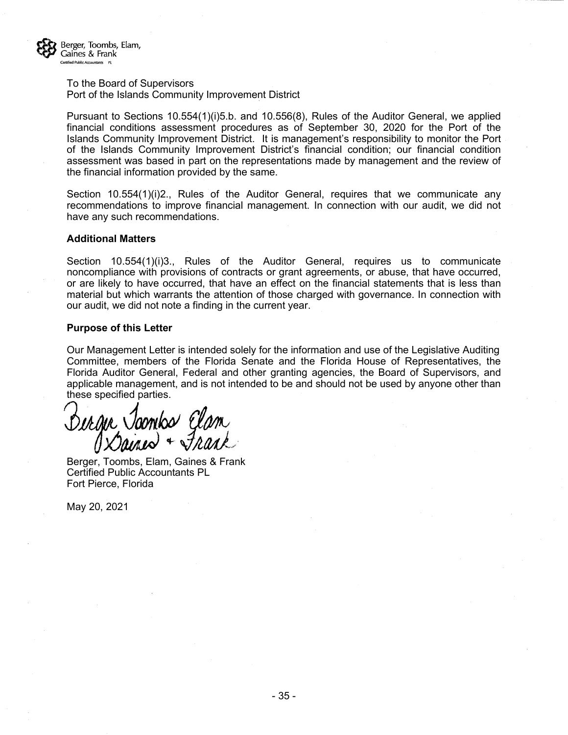Berger, Toombs, Elam, Gaines & Frank
Certified Public Accountants PL

To the Board of Supervisors
Port of the Islands Community Improvement District

Pursuant to Sections 10.554(1)(i)5.b. and 10.556(8), Rules of the Auditor General, we applied financial conditions assessment procedures as of September 30, 2020 for the Port of the Islands Community Improvement District. It is management's responsibility to monitor the Port of the Islands Community Improvement District's financial condition; our financial condition assessment was based in part on the representations made by management and the review of the financial information provided by the same.

Section 10.554(1)(i)2., Rules of the Auditor General, requires that we communicate any recommendations to improve financial management. In connection with our audit, we did not have any such recommendations.

**Additional Matters**

Section 10.554(1)(i)3., Rules of the Auditor General, requires us to communicate noncompliance with provisions of contracts or grant agreements, or abuse, that have occurred, or are likely to have occurred, that have an effect on the financial statements that is less than material but which warrants the attention of those charged with governance. In connection with our audit, we did not note a finding in the current year.

**Purpose of this Letter**

Our Management Letter is intended solely for the information and use of the Legislative Auditing Committee, members of the Florida Senate and the Florida House of Representatives, the Florida Auditor General, Federal and other granting agencies, the Board of Supervisors, and applicable management, and is not intended to be and should not be used by anyone other than these specified parties.

Berger Toombs Elam Gaines + Frank

Berger, Toombs, Elam, Gaines & Frank
Certified Public Accountants PL
Fort Pierce, Florida

May 20, 2021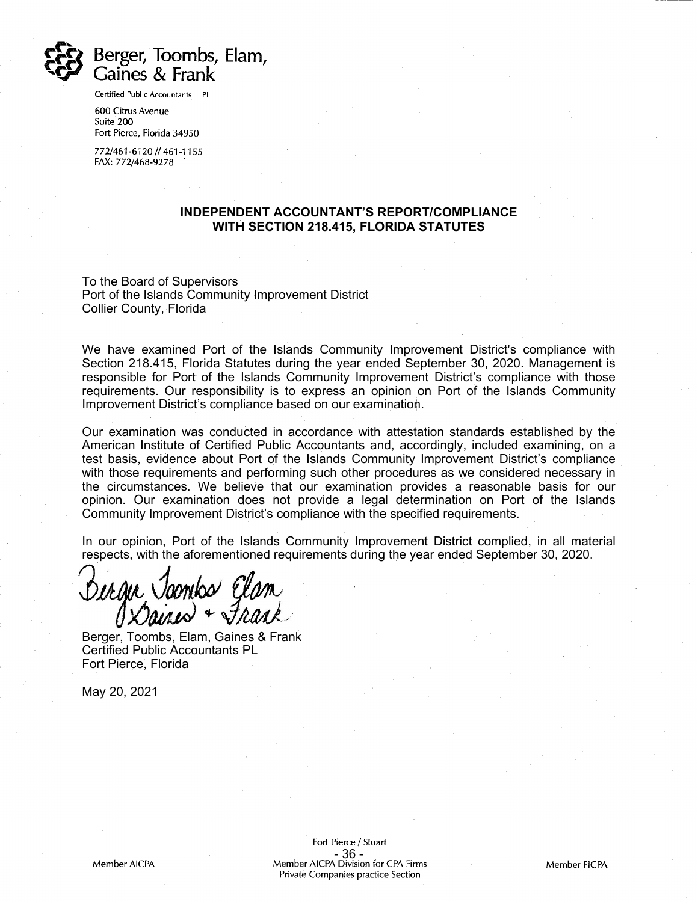Berger, Toombs, Elam, Gaines & Frank

Certified Public Accountants PL

600 Citrus Avenue
Suite 200
Fort Pierce, Florida 34950

772/461-6120 // 461-1155
FAX: 772/468-9278

## INDEPENDENT ACCOUNTANT'S REPORT/COMPLIANCE WITH SECTION 218.415, FLORIDA STATUTES

To the Board of Supervisors
Port of the Islands Community Improvement District
Collier County, Florida

We have examined Port of the Islands Community Improvement District's compliance with Section 218.415, Florida Statutes during the year ended September 30, 2020. Management is responsible for Port of the Islands Community Improvement District's compliance with those requirements. Our responsibility is to express an opinion on Port of the Islands Community Improvement District's compliance based on our examination.

Our examination was conducted in accordance with attestation standards established by the American Institute of Certified Public Accountants and, accordingly, included examining, on a test basis, evidence about Port of the Islands Community Improvement District's compliance with those requirements and performing such other procedures as we considered necessary in the circumstances. We believe that our examination provides a reasonable basis for our opinion. Our examination does not provide a legal determination on Port of the Islands Community Improvement District's compliance with the specified requirements.

In our opinion, Port of the Islands Community Improvement District complied, in all material respects, with the aforementioned requirements during the year ended September 30, 2020.

Berger Toombs Elam Gaines + Frank

Berger, Toombs, Elam, Gaines & Frank
Certified Public Accountants PL
Fort Pierce, Florida

May 20, 2021

Member AICPA

Fort Pierce / Stuart
Member AICPA Division for CPA Firms
Private Companies practice Section

Member FICPA